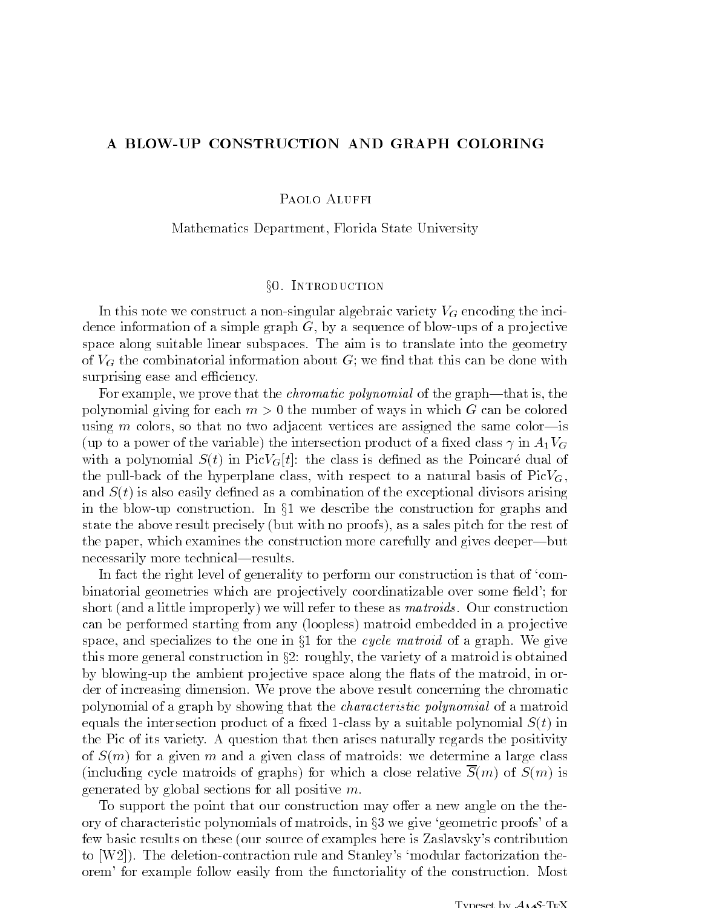# A BLOW-UP CONSTRUCTION AND GRAPH COLORING

Paolo Aluffi

Mathematics Department, Florida State University

## §0. Introduction

In this note we construct a non-singular algebraic variety $V_G$ encoding the incidence information of a simple graph $G$, by a sequence of blow-ups of a projective space along suitable linear subspaces. The aim is to translate into the geometry of $V_G$ the combinatorial information about $G$; we find that this can be done with surprising ease and efficiency.

For example, we prove that the *chromatic polynomial* of the graph—that is, the polynomial giving for each $m > 0$ the number of ways in which $G$ can be colored using $m$ colors, so that no two adjacent vertices are assigned the same color—is (up to a power of the variable) the intersection product of a fixed class $\gamma$ in $A_1 V_G$ with a polynomial $S(t)$ in $\text{Pic} V_G[t]$: the class is defined as the Poincaré dual of the pull-back of the hyperplane class, with respect to a natural basis of $\text{Pic} V_G$, and $S(t)$ is also easily defined as a combination of the exceptional divisors arising in the blow-up construction. In §1 we describe the construction for graphs and state the above result precisely (but with no proofs), as a sales pitch for the rest of the paper, which examines the construction more carefully and gives deeper—but necessarily more technical—results.

In fact the right level of generality to perform our construction is that of 'combinatorial geometries which are projectively coordinatizable over some field'; for short (and a little improperly) we will refer to these as *matroids*. Our construction can be performed starting from any (loopless) matroid embedded in a projective space, and specializes to the one in §1 for the *cycle matroid* of a graph. We give this more general construction in §2: roughly, the variety of a matroid is obtained by blowing-up the ambient projective space along the flats of the matroid, in order of increasing dimension. We prove the above result concerning the chromatic polynomial of a graph by showing that the *characteristic polynomial* of a matroid equals the intersection product of a fixed 1-class by a suitable polynomial $S(t)$ in the Pic of its variety. A question that then arises naturally regards the positivity of $S(m)$ for a given $m$ and a given class of matroids: we determine a large class (including cycle matroids of graphs) for which a close relative $\overline{S}(m)$ of $S(m)$ is generated by global sections for all positive $m$.

To support the point that our construction may offer a new angle on the theory of characteristic polynomials of matroids, in §3 we give 'geometric proofs' of a few basic results on these (our source of examples here is Zaslavsky's contribution to [W2]). The deletion-contraction rule and Stanley's 'modular factorization theorem' for example follow easily from the functoriality of the construction. Most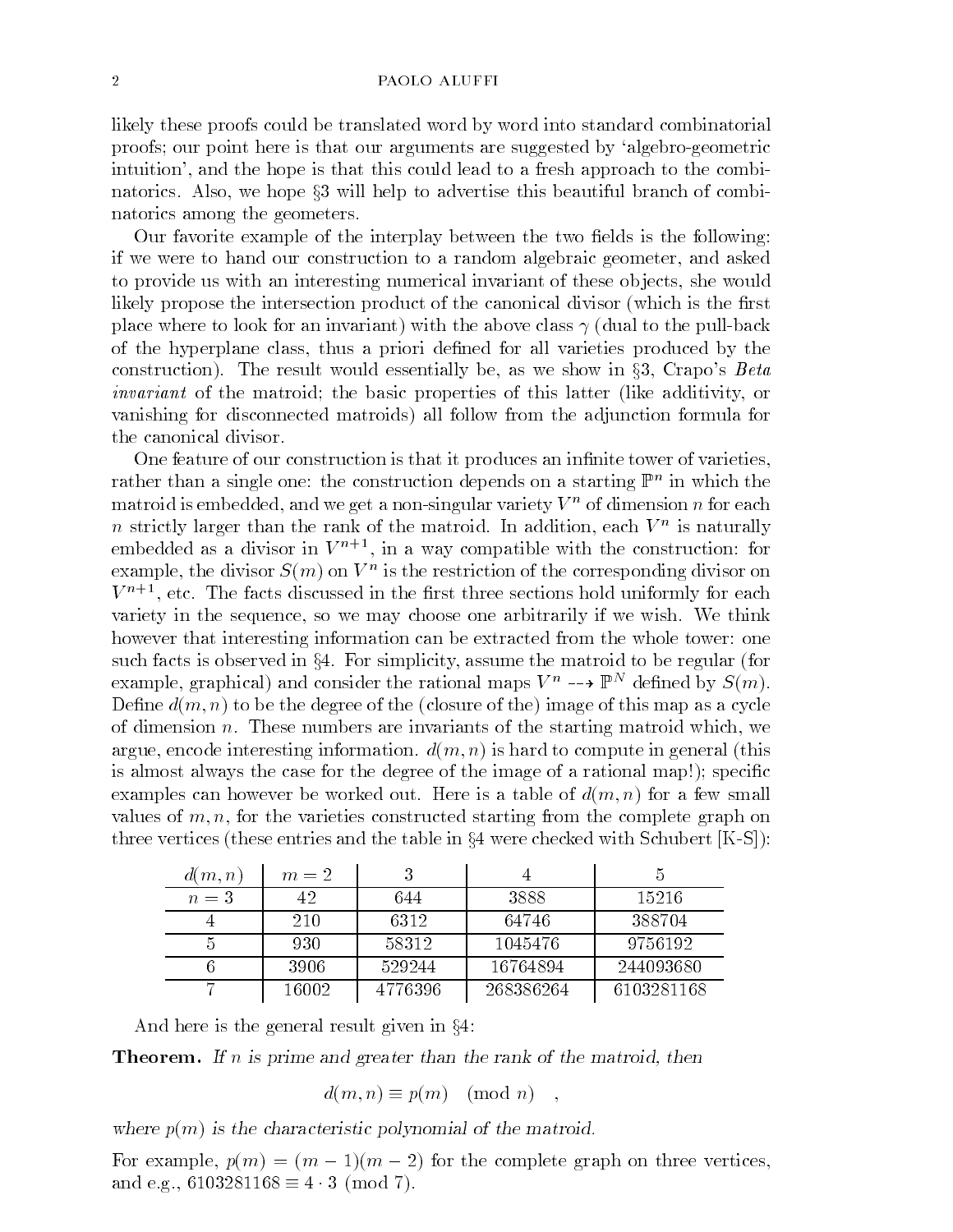likely these proofs could be translated word by word into standard combinatorial proofs; our point here is that our arguments are suggested by 'algebro-geometric intuition', and the hope is that this could lead to a fresh approach to the combinatorics. Also, we hope §3 will help to advertise this beautiful branch of combinatorics among the geometers.

Our favorite example of the interplay between the two fields is the following: if we were to hand our construction to a random algebraic geometer, and asked to provide us with an interesting numerical invariant of these objects, she would likely propose the intersection product of the canonical divisor (which is the first place where to look for an invariant) with the above class $\gamma$ (dual to the pull-back of the hyperplane class, thus a priori defined for all varieties produced by the construction). The result would essentially be, as we show in §3, Crapo's *Beta invariant* of the matroid; the basic properties of this latter (like additivity, or vanishing for disconnected matroids) all follow from the adjunction formula for the canonical divisor.

One feature of our construction is that it produces an infinite tower of varieties, rather than a single one: the construction depends on a starting $\mathbb{P}^n$ in which the matroid is embedded, and we get a non-singular variety $V^n$ of dimension $n$ for each $n$ strictly larger than the rank of the matroid. In addition, each $V^n$ is naturally embedded as a divisor in $V^{n+1}$, in a way compatible with the construction: for example, the divisor $S(m)$ on $V^n$ is the restriction of the corresponding divisor on $V^{n+1}$, etc. The facts discussed in the first three sections hold uniformly for each variety in the sequence, so we may choose one arbitrarily if we wish. We think however that interesting information can be extracted from the whole tower: one such facts is observed in §4. For simplicity, assume the matroid to be regular (for example, graphical) and consider the rational maps $V^n \dashrightarrow \mathbb{P}^N$ defined by $S(m)$. Define $d(m,n)$ to be the degree of the (closure of the) image of this map as a cycle of dimension $n$. These numbers are invariants of the starting matroid which, we argue, encode interesting information. $d(m,n)$ is hard to compute in general (this is almost always the case for the degree of the image of a rational map!); specific examples can however be worked out. Here is a table of $d(m,n)$ for a few small values of $m, n$, for the varieties constructed starting from the complete graph on three vertices (these entries and the table in §4 were checked with Schubert [K-S]):

| $d(m,n)$ | $m=2$ | 3 | 4 | 5 |
|---|---|---|---|---|
| $n=3$ | 42 | 644 | 3888 | 15216 |
| 4 | 210 | 6312 | 64746 | 388704 |
| 5 | 930 | 58312 | 1045476 | 9756192 |
| 6 | 3906 | 529244 | 16764894 | 244093680 |
| 7 | 16002 | 4776396 | 268386264 | 6103281168 |

And here is the general result given in §4:

**Theorem.** *If $n$ is prime and greater than the rank of the matroid, then*

$$d(m,n) \equiv p(m) \pmod{n} \quad ,$$

*where $p(m)$ is the characteristic polynomial of the matroid.*

For example, $p(m) = (m-1)(m-2)$ for the complete graph on three vertices, and e.g., $6103281168 \equiv 4 \cdot 3 \pmod{7}$.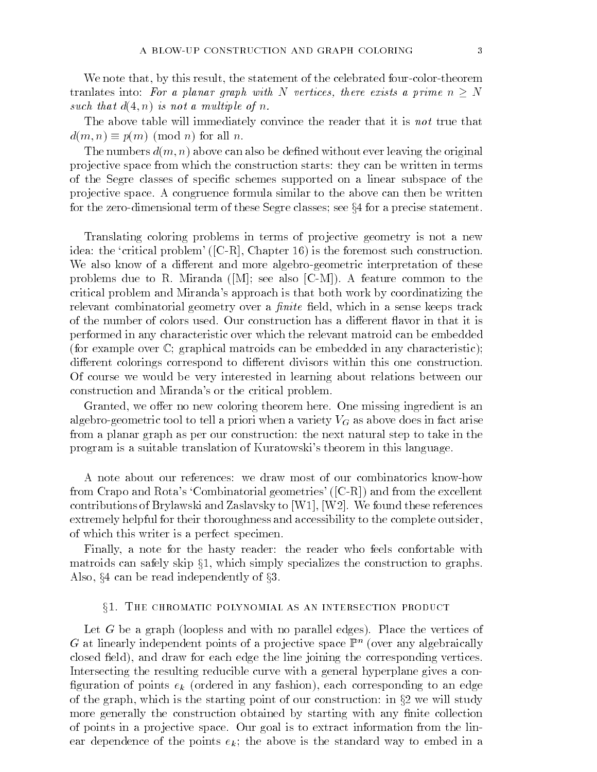We note that, by this result, the statement of the celebrated four-color-theorem tranlates into: *For a planar graph with $N$ vertices, there exists a prime $n \geq N$ such that $d(4, n)$ is not a multiple of $n$.*

The above table will immediately convince the reader that it is *not* true that $d(m, n) \equiv p(m) \pmod{n}$ for all $n$.

The numbers $d(m, n)$ above can also be defined without ever leaving the original projective space from which the construction starts: they can be written in terms of the Segre classes of specific schemes supported on a linear subspace of the projective space. A congruence formula similar to the above can then be written for the zero-dimensional term of these Segre classes; see §4 for a precise statement.

Translating coloring problems in terms of projective geometry is not a new idea: the 'critical problem' ([C-R], Chapter 16) is the foremost such construction. We also know of a different and more algebro-geometric interpretation of these problems due to R. Miranda ([M]; see also [C-M]). A feature common to the critical problem and Miranda's approach is that both work by coordinatizing the relevant combinatorial geometry over a *finite* field, which in a sense keeps track of the number of colors used. Our construction has a different flavor in that it is performed in any characteristic over which the relevant matroid can be embedded (for example over $\mathbb{C}$; graphical matroids can be embedded in any characteristic); different colorings correspond to different divisors within this one construction. Of course we would be very interested in learning about relations between our construction and Miranda's or the critical problem.

Granted, we offer no new coloring theorem here. One missing ingredient is an algebro-geometric tool to tell a priori when a variety $V_G$ as above does in fact arise from a planar graph as per our construction: the next natural step to take in the program is a suitable translation of Kuratowski's theorem in this language.

A note about our references: we draw most of our combinatorics know-how from Crapo and Rota's 'Combinatorial geometries' ([C-R]) and from the excellent contributions of Brylawski and Zaslavsky to [W1], [W2]. We found these references extremely helpful for their thoroughness and accessibility to the complete outsider, of which this writer is a perfect specimen.

Finally, a note for the hasty reader: the reader who feels confortable with matroids can safely skip §1, which simply specializes the construction to graphs. Also, §4 can be read independently of §3.

## §1. The chromatic polynomial as an intersection product

Let $G$ be a graph (loopless and with no parallel edges). Place the vertices of $G$ at linearly independent points of a projective space $\mathbb{P}^n$ (over any algebraically closed field), and draw for each edge the line joining the corresponding vertices. Intersecting the resulting reducible curve with a general hyperplane gives a configuration of points $e_k$ (ordered in any fashion), each corresponding to an edge of the graph, which is the starting point of our construction: in §2 we will study more generally the construction obtained by starting with any finite collection of points in a projective space. Our goal is to extract information from the linear dependence of the points $e_k$; the above is the standard way to embed in a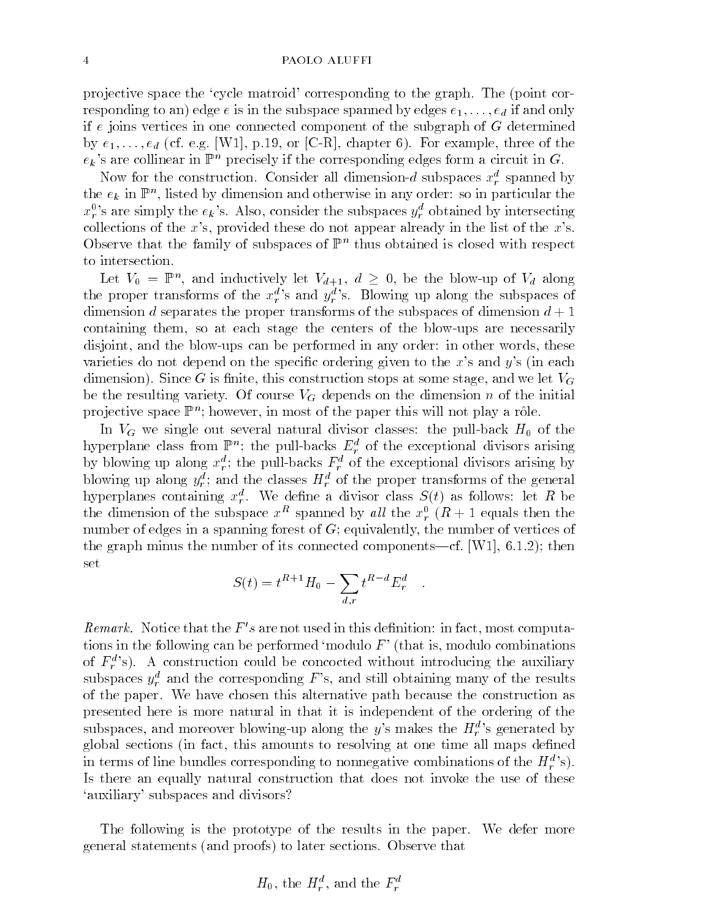projective space the 'cycle matroid' corresponding to the graph. The (point corresponding to an) edge $e$ is in the subspace spanned by edges $e_1, \dots, e_d$ if and only if $e$ joins vertices in one connected component of the subgraph of $G$ determined by $e_1, \dots, e_d$ (cf. e.g. [W1], p.19, or [C-R], chapter 6). For example, three of the $e_k$'s are collinear in $\mathbb{P}^n$ precisely if the corresponding edges form a circuit in $G$.

Now for the construction. Consider all dimension-$d$ subspaces $x_r^d$ spanned by the $e_k$ in $\mathbb{P}^n$, listed by dimension and otherwise in any order: so in particular the $x_r^0$'s are simply the $e_k$'s. Also, consider the subspaces $y_r^d$ obtained by intersecting collections of the $x$'s, provided these do not appear already in the list of the $x$'s. Observe that the family of subspaces of $\mathbb{P}^n$ thus obtained is closed with respect to intersection.

Let $V_0 = \mathbb{P}^n$, and inductively let $V_{d+1}$, $d \geq 0$, be the blow-up of $V_d$ along the proper transforms of the $x_r^d$'s and $y_r^d$'s. Blowing up along the subspaces of dimension $d$ separates the proper transforms of the subspaces of dimension $d+1$ containing them, so at each stage the centers of the blow-ups are necessarily disjoint, and the blow-ups can be performed in any order: in other words, these varieties do not depend on the specific ordering given to the $x$'s and $y$'s (in each dimension). Since $G$ is finite, this construction stops at some stage, and we let $V_G$ be the resulting variety. Of course $V_G$ depends on the dimension $n$ of the initial projective space $\mathbb{P}^n$; however, in most of the paper this will not play a rôle.

In $V_G$ we single out several natural divisor classes: the pull-back $H_0$ of the hyperplane class from $\mathbb{P}^n$; the pull-backs $E_r^d$ of the exceptional divisors arising by blowing up along $x_r^d$; the pull-backs $F_r^d$ of the exceptional divisors arising by blowing up along $y_r^d$; and the classes $H_r^d$ of the proper transforms of the general hyperplanes containing $x_r^d$. We define a divisor class $S(t)$ as follows: let $R$ be the dimension of the subspace $x^R$ spanned by *all* the $x_r^0$ ($R+1$ equals then the number of edges in a spanning forest of $G$; equivalently, the number of vertices of the graph minus the number of its connected components—cf. [W1], 6.1.2); then set

$$S(t) = t^{R+1} H_0 - \sum_{d,r} t^{R-d} E_r^d \quad .$$

*Remark.* Notice that the $F'$s are not used in this definition: in fact, most computations in the following can be performed 'modulo $F$' (that is, modulo combinations of $F_r^d$'s). A construction could be concocted without introducing the auxiliary subspaces $y_r^d$ and the corresponding $F$'s, and still obtaining many of the results of the paper. We have chosen this alternative path because the construction as presented here is more natural in that it is independent of the ordering of the subspaces, and moreover blowing-up along the $y$'s makes the $H_r^d$'s generated by global sections (in fact, this amounts to resolving at one time all maps defined in terms of line bundles corresponding to nonnegative combinations of the $H_r^d$'s). Is there an equally natural construction that does not invoke the use of these 'auxiliary' subspaces and divisors?

The following is the prototype of the results in the paper. We defer more general statements (and proofs) to later sections. Observe that

$$H_0, \text{ the } H_r^d, \text{ and the } F_r^d$$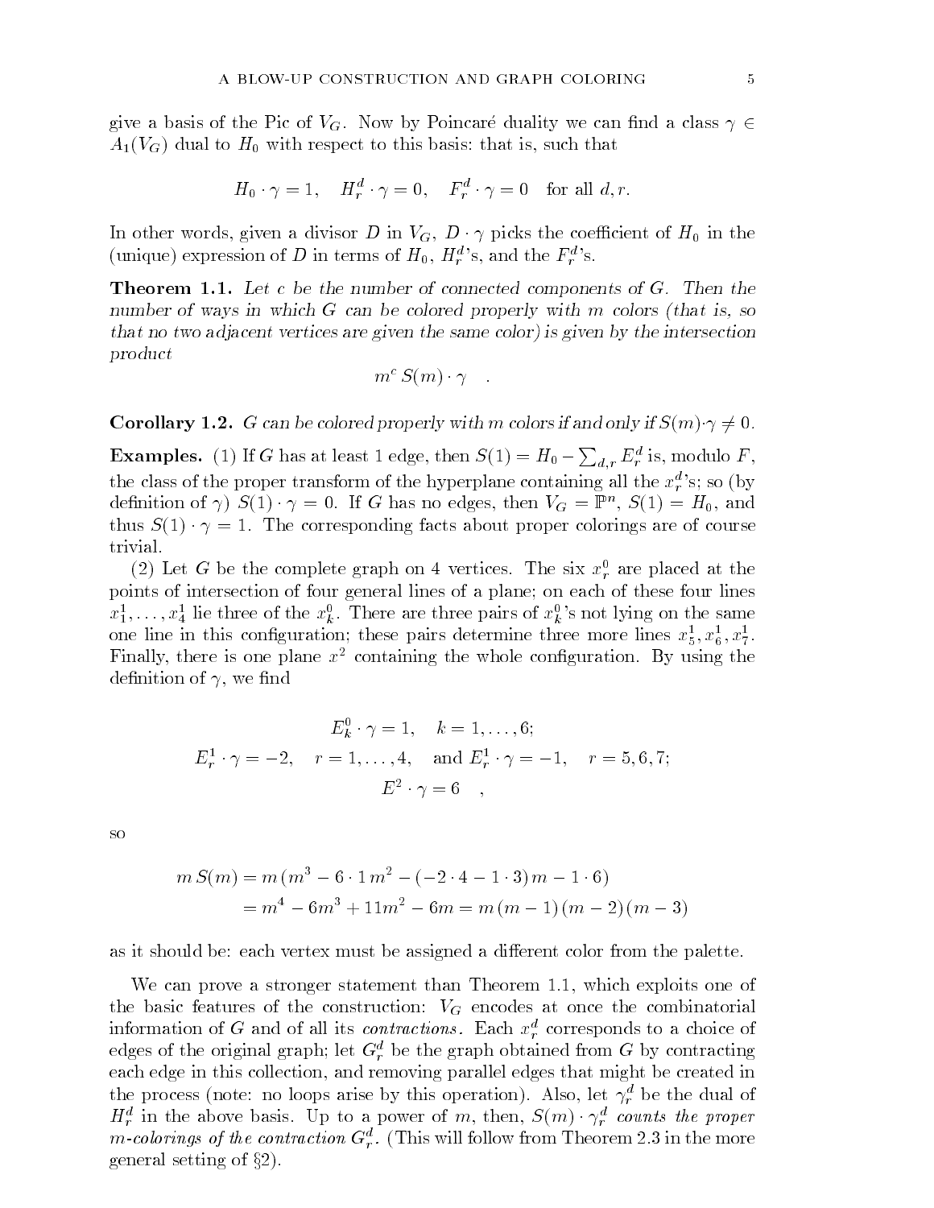give a basis of the Pic of $V_G$. Now by Poincaré duality we can find a class $\gamma \in A_1(V_G)$ dual to $H_0$ with respect to this basis: that is, such that

$$H_0 \cdot \gamma = 1, \quad H_r^d \cdot \gamma = 0, \quad F_r^d \cdot \gamma = 0 \quad \text{for all } d, r.$$

In other words, given a divisor $D$ in $V_G$, $D \cdot \gamma$ picks the coefficient of $H_0$ in the (unique) expression of $D$ in terms of $H_0$, $H_r^d$'s, and the $F_r^d$'s.

**Theorem 1.1.** *Let $c$ be the number of connected components of $G$. Then the number of ways in which $G$ can be colored properly with $m$ colors (that is, so that no two adjacent vertices are given the same color) is given by the intersection product*

$$m^c \, S(m) \cdot \gamma \quad .$$

**Corollary 1.2.** *$G$ can be colored properly with $m$ colors if and only if $S(m) \cdot \gamma \neq 0$.*

**Examples.** (1) If $G$ has at least 1 edge, then $S(1) = H_0 - \sum_{d,r} E_r^d$ is, modulo $F$, the class of the proper transform of the hyperplane containing all the $x_r^d$'s; so (by definition of $\gamma$) $S(1) \cdot \gamma = 0$. If $G$ has no edges, then $V_G = \mathbb{P}^n$, $S(1) = H_0$, and thus $S(1) \cdot \gamma = 1$. The corresponding facts about proper colorings are of course trivial.

(2) Let $G$ be the complete graph on 4 vertices. The six $x_r^0$ are placed at the points of intersection of four general lines of a plane; on each of these four lines $x_1^1, \ldots, x_4^1$ lie three of the $x_k^0$. There are three pairs of $x_k^0$'s not lying on the same one line in this configuration; these pairs determine three more lines $x_5^1, x_6^1, x_7^1$. Finally, there is one plane $x^2$ containing the whole configuration. By using the definition of $\gamma$, we find

$$\begin{gathered}
E_k^0 \cdot \gamma = 1, \quad k = 1, \ldots, 6; \\
E_r^1 \cdot \gamma = -2, \quad r = 1, \ldots, 4, \quad \text{and } E_r^1 \cdot \gamma = -1, \quad r = 5, 6, 7; \\
E^2 \cdot \gamma = 6 \quad ,
\end{gathered}$$

so

$$\begin{aligned}
m\, S(m) &= m\,(m^3 - 6 \cdot 1\, m^2 - (-2 \cdot 4 - 1 \cdot 3)\, m - 1 \cdot 6) \\
&= m^4 - 6m^3 + 11m^2 - 6m = m\,(m-1)\,(m-2)\,(m-3)
\end{aligned}$$

as it should be: each vertex must be assigned a different color from the palette.

We can prove a stronger statement than Theorem 1.1, which exploits one of the basic features of the construction: $V_G$ encodes at once the combinatorial information of $G$ and of all its *contractions*. Each $x_r^d$ corresponds to a choice of edges of the original graph; let $G_r^d$ be the graph obtained from $G$ by contracting each edge in this collection, and removing parallel edges that might be created in the process (note: no loops arise by this operation). Also, let $\gamma_r^d$ be the dual of $H_r^d$ in the above basis. Up to a power of $m$, then, $S(m) \cdot \gamma_r^d$ *counts the proper $m$-colorings of the contraction $G_r^d$.* (This will follow from Theorem 2.3 in the more general setting of §2).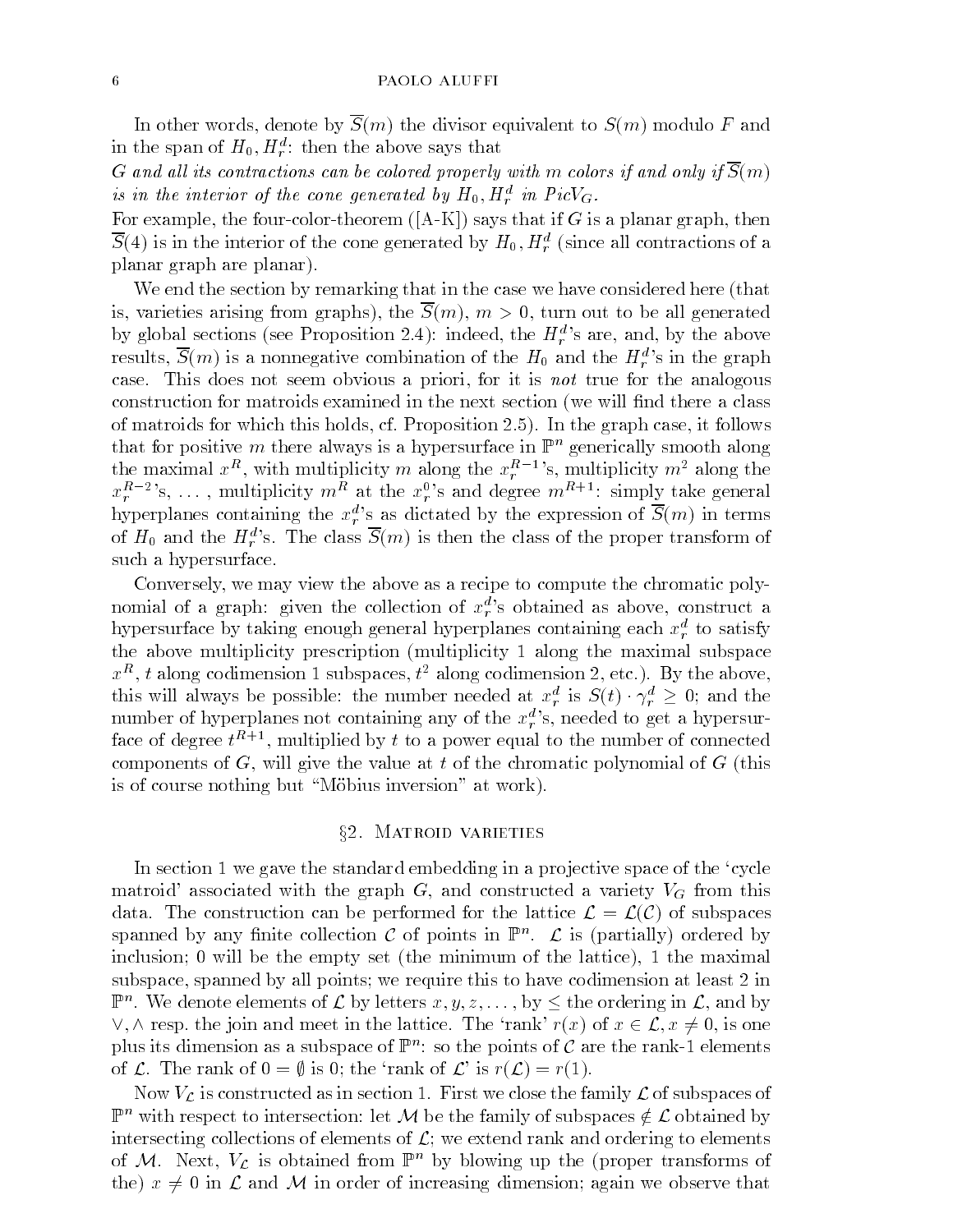In other words, denote by $\overline{S}(m)$ the divisor equivalent to $S(m)$ modulo $F$ and in the span of $H_0, H_r^d$: then the above says that

*$G$ and all its contractions can be colored properly with $m$ colors if and only if $\overline{S}(m)$ is in the interior of the cone generated by $H_0, H_r^d$ in $Pic V_G$.*

For example, the four-color-theorem ([A-K]) says that if $G$ is a planar graph, then $\overline{S}(4)$ is in the interior of the cone generated by $H_0, H_r^d$ (since all contractions of a planar graph are planar).

We end the section by remarking that in the case we have considered here (that is, varieties arising from graphs), the $\overline{S}(m)$, $m > 0$, turn out to be all generated by global sections (see Proposition 2.4): indeed, the $H_r^d$'s are, and, by the above results, $\overline{S}(m)$ is a nonnegative combination of the $H_0$ and the $H_r^d$'s in the graph case. This does not seem obvious a priori, for it is *not* true for the analogous construction for matroids examined in the next section (we will find there a class of matroids for which this holds, cf. Proposition 2.5). In the graph case, it follows that for positive $m$ there always is a hypersurface in $\mathbb{P}^n$ generically smooth along the maximal $x^R$, with multiplicity $m$ along the $x_r^{R-1}$'s, multiplicity $m^2$ along the $x_r^{R-2}$'s, ..., multiplicity $m^R$ at the $x_r^0$'s and degree $m^{R+1}$: simply take general hyperplanes containing the $x_r^d$'s as dictated by the expression of $\overline{S}(m)$ in terms of $H_0$ and the $H_r^d$'s. The class $\overline{S}(m)$ is then the class of the proper transform of such a hypersurface.

Conversely, we may view the above as a recipe to compute the chromatic polynomial of a graph: given the collection of $x_r^d$'s obtained as above, construct a hypersurface by taking enough general hyperplanes containing each $x_r^d$ to satisfy the above multiplicity prescription (multiplicity 1 along the maximal subspace $x^R$, $t$ along codimension 1 subspaces, $t^2$ along codimension 2, etc.). By the above, this will always be possible: the number needed at $x_r^d$ is $S(t) \cdot \gamma_r^d \geq 0$; and the number of hyperplanes not containing any of the $x_r^d$'s, needed to get a hypersurface of degree $t^{R+1}$, multiplied by $t$ to a power equal to the number of connected components of $G$, will give the value at $t$ of the chromatic polynomial of $G$ (this is of course nothing but "Möbius inversion" at work).

## §2. Matroid varieties

In section 1 we gave the standard embedding in a projective space of the 'cycle matroid' associated with the graph $G$, and constructed a variety $V_G$ from this data. The construction can be performed for the lattice $\mathcal{L} = \mathcal{L}(\mathcal{C})$ of subspaces spanned by any finite collection $\mathcal{C}$ of points in $\mathbb{P}^n$. $\mathcal{L}$ is (partially) ordered by inclusion; 0 will be the empty set (the minimum of the lattice), 1 the maximal subspace, spanned by all points; we require this to have codimension at least 2 in $\mathbb{P}^n$. We denote elements of $\mathcal{L}$ by letters $x, y, z, \dots$, by $\leq$ the ordering in $\mathcal{L}$, and by $\vee, \wedge$ resp. the join and meet in the lattice. The 'rank' $r(x)$ of $x \in \mathcal{L}, x \neq 0$, is one plus its dimension as a subspace of $\mathbb{P}^n$: so the points of $\mathcal{C}$ are the rank-1 elements of $\mathcal{L}$. The rank of $0 = \emptyset$ is 0; the 'rank of $\mathcal{L}$' is $r(\mathcal{L}) = r(1)$.

Now $V_\mathcal{L}$ is constructed as in section 1. First we close the family $\mathcal{L}$ of subspaces of $\mathbb{P}^n$ with respect to intersection: let $\mathcal{M}$ be the family of subspaces $\notin \mathcal{L}$ obtained by intersecting collections of elements of $\mathcal{L}$; we extend rank and ordering to elements of $\mathcal{M}$. Next, $V_\mathcal{L}$ is obtained from $\mathbb{P}^n$ by blowing up the (proper transforms of the) $x \neq 0$ in $\mathcal{L}$ and $\mathcal{M}$ in order of increasing dimension; again we observe that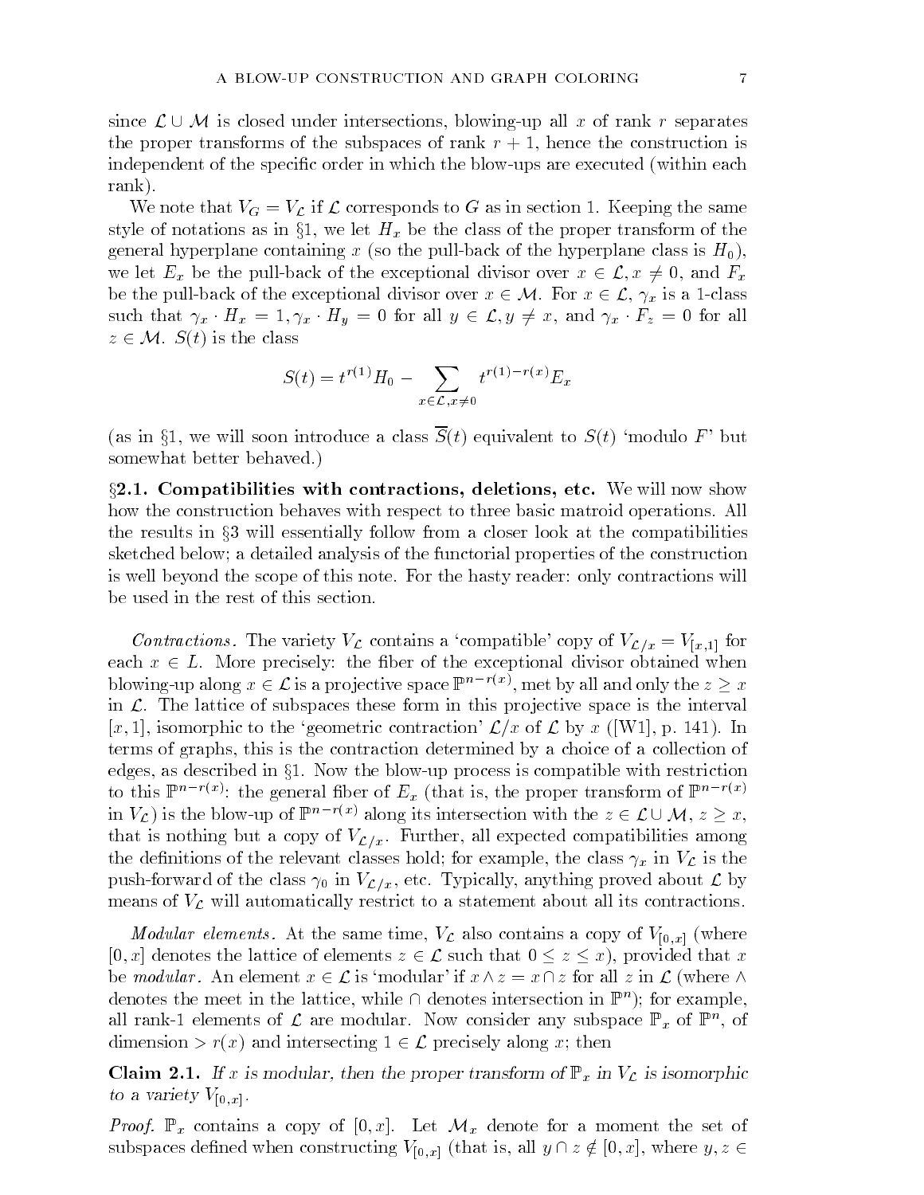since $\mathcal{L} \cup \mathcal{M}$ is closed under intersections, blowing-up all $x$ of rank $r$ separates the proper transforms of the subspaces of rank $r+1$, hence the construction is independent of the specific order in which the blow-ups are executed (within each rank).

We note that $V_G = V_{\mathcal{L}}$ if $\mathcal{L}$ corresponds to $G$ as in section 1. Keeping the same style of notations as in §1, we let $H_x$ be the class of the proper transform of the general hyperplane containing $x$ (so the pull-back of the hyperplane class is $H_0$), we let $E_x$ be the pull-back of the exceptional divisor over $x \in \mathcal{L}, x \neq 0$, and $F_x$ be the pull-back of the exceptional divisor over $x \in \mathcal{M}$. For $x \in \mathcal{L}$, $\gamma_x$ is a 1-class such that $\gamma_x \cdot H_x = 1, \gamma_x \cdot H_y = 0$ for all $y \in \mathcal{L}, y \neq x$, and $\gamma_x \cdot F_z = 0$ for all $z \in \mathcal{M}$. $S(t)$ is the class

$$S(t) = t^{r(1)} H_0 - \sum_{x \in \mathcal{L}, x \neq 0} t^{r(1)-r(x)} E_x$$

(as in §1, we will soon introduce a class $\overline{S}(t)$ equivalent to $S(t)$ 'modulo $F$' but somewhat better behaved.)

**§2.1. Compatibilities with contractions, deletions, etc.** We will now show how the construction behaves with respect to three basic matroid operations. All the results in §3 will essentially follow from a closer look at the compatibilities sketched below; a detailed analysis of the functorial properties of the construction is well beyond the scope of this note. For the hasty reader: only contractions will be used in the rest of this section.

*Contractions.* The variety $V_{\mathcal{L}}$ contains a 'compatible' copy of $V_{\mathcal{L}/x} = V_{[x,1]}$ for each $x \in L$. More precisely: the fiber of the exceptional divisor obtained when blowing-up along $x \in \mathcal{L}$ is a projective space $\mathbb{P}^{n-r(x)}$, met by all and only the $z \geq x$ in $\mathcal{L}$. The lattice of subspaces these form in this projective space is the interval $[x, 1]$, isomorphic to the 'geometric contraction' $\mathcal{L}/x$ of $\mathcal{L}$ by $x$ ([W1], p. 141). In terms of graphs, this is the contraction determined by a choice of a collection of edges, as described in §1. Now the blow-up process is compatible with restriction to this $\mathbb{P}^{n-r(x)}$: the general fiber of $E_x$ (that is, the proper transform of $\mathbb{P}^{n-r(x)}$ in $V_{\mathcal{L}}$) is the blow-up of $\mathbb{P}^{n-r(x)}$ along its intersection with the $z \in \mathcal{L} \cup \mathcal{M}$, $z \geq x$, that is nothing but a copy of $V_{\mathcal{L}/x}$. Further, all expected compatibilities among the definitions of the relevant classes hold; for example, the class $\gamma_x$ in $V_{\mathcal{L}}$ is the push-forward of the class $\gamma_0$ in $V_{\mathcal{L}/x}$, etc. Typically, anything proved about $\mathcal{L}$ by means of $V_{\mathcal{L}}$ will automatically restrict to a statement about all its contractions.

*Modular elements.* At the same time, $V_{\mathcal{L}}$ also contains a copy of $V_{[0,x]}$ (where $[0, x]$ denotes the lattice of elements $z \in \mathcal{L}$ such that $0 \leq z \leq x$), provided that $x$ be *modular*. An element $x \in \mathcal{L}$ is 'modular' if $x \wedge z = x \cap z$ for all $z$ in $\mathcal{L}$ (where $\wedge$ denotes the meet in the lattice, while $\cap$ denotes intersection in $\mathbb{P}^n$); for example, all rank-1 elements of $\mathcal{L}$ are modular. Now consider any subspace $\mathbb{P}_x$ of $\mathbb{P}^n$, of dimension $> r(x)$ and intersecting $1 \in \mathcal{L}$ precisely along $x$; then

**Claim 2.1.** *If $x$ is modular, then the proper transform of $\mathbb{P}_x$ in $V_{\mathcal{L}}$ is isomorphic to a variety $V_{[0,x]}$.*

*Proof.* $\mathbb{P}_x$ contains a copy of $[0, x]$. Let $\mathcal{M}_x$ denote for a moment the set of subspaces defined when constructing $V_{[0,x]}$ (that is, all $y \cap z \notin [0, x]$, where $y, z \in$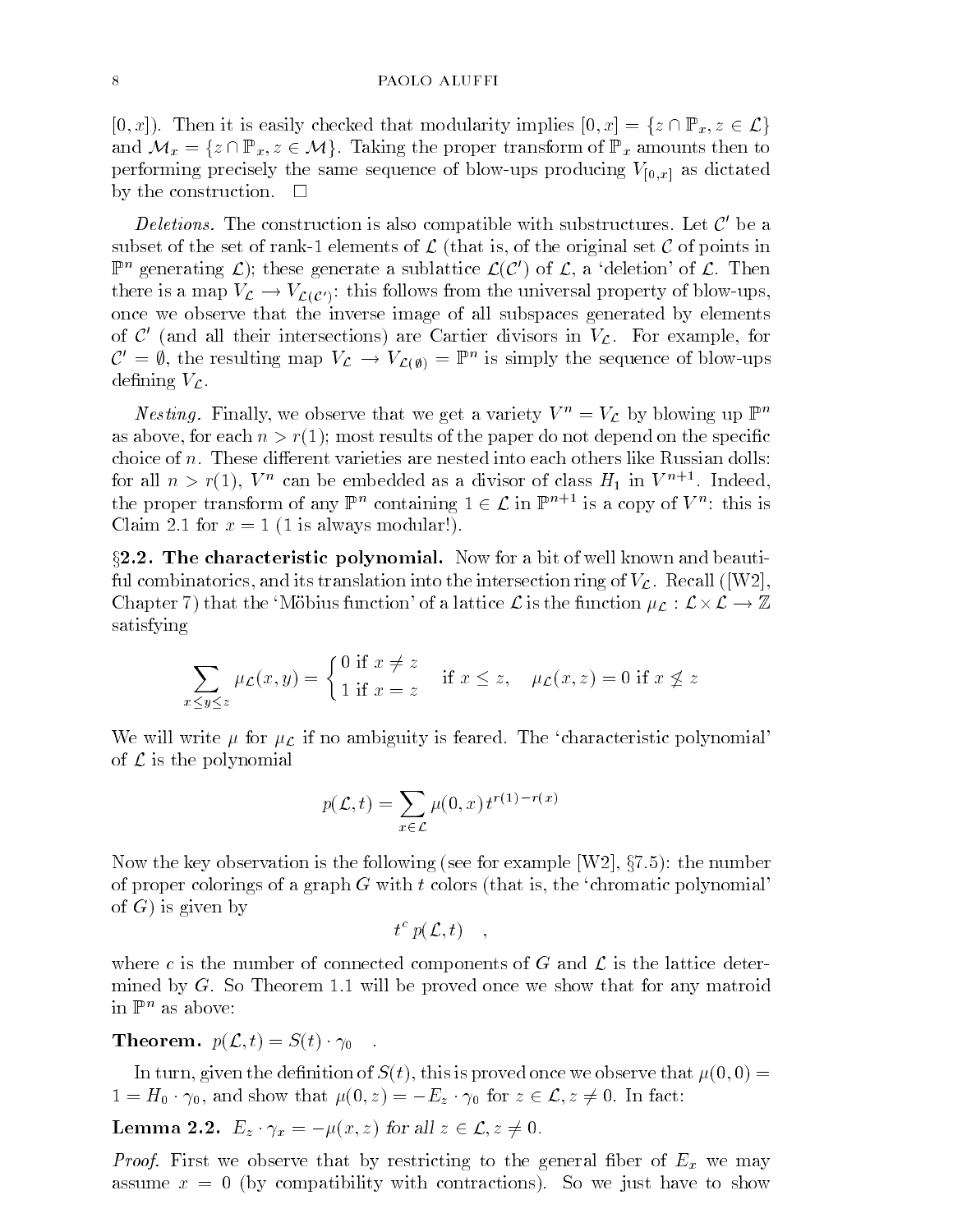$[0,x]$). Then it is easily checked that modularity implies $[0,x] = \{z \cap \mathbb{P}_x, z \in \mathcal{L}\}$ and $\mathcal{M}_x = \{z \cap \mathbb{P}_x, z \in \mathcal{M}\}$. Taking the proper transform of $\mathbb{P}_x$ amounts then to performing precisely the same sequence of blow-ups producing $V_{[0,x]}$ as dictated by the construction. $\square$

*Deletions.* The construction is also compatible with substructures. Let $\mathcal{C}'$ be a subset of the set of rank-1 elements of $\mathcal{L}$ (that is, of the original set $\mathcal{C}$ of points in $\mathbb{P}^n$ generating $\mathcal{L}$); these generate a sublattice $\mathcal{L}(\mathcal{C}')$ of $\mathcal{L}$, a 'deletion' of $\mathcal{L}$. Then there is a map $V_{\mathcal{L}} \to V_{\mathcal{L}(\mathcal{C}')}$: this follows from the universal property of blow-ups, once we observe that the inverse image of all subspaces generated by elements of $\mathcal{C}'$ (and all their intersections) are Cartier divisors in $V_{\mathcal{L}}$. For example, for $\mathcal{C}' = \emptyset$, the resulting map $V_{\mathcal{L}} \to V_{\mathcal{L}(\emptyset)} = \mathbb{P}^n$ is simply the sequence of blow-ups defining $V_{\mathcal{L}}$.

*Nesting.* Finally, we observe that we get a variety $V^n = V_{\mathcal{L}}$ by blowing up $\mathbb{P}^n$ as above, for each $n > r(1)$; most results of the paper do not depend on the specific choice of $n$. These different varieties are nested into each others like Russian dolls: for all $n > r(1)$, $V^n$ can be embedded as a divisor of class $H_1$ in $V^{n+1}$. Indeed, the proper transform of any $\mathbb{P}^n$ containing $1 \in \mathcal{L}$ in $\mathbb{P}^{n+1}$ is a copy of $V^n$: this is Claim 2.1 for $x = 1$ (1 is always modular!).

**§2.2. The characteristic polynomial.** Now for a bit of well known and beautiful combinatorics, and its translation into the intersection ring of $V_{\mathcal{L}}$. Recall ([W2], Chapter 7) that the 'Möbius function' of a lattice $\mathcal{L}$ is the function $\mu_{\mathcal{L}} : \mathcal{L} \times \mathcal{L} \to \mathbb{Z}$ satisfying

$$\sum_{x \leq y \leq z} \mu_{\mathcal{L}}(x,y) = \begin{cases} 0 \text{ if } x \neq z \\ 1 \text{ if } x = z \end{cases} \quad \text{if } x \leq z, \quad \mu_{\mathcal{L}}(x,z) = 0 \text{ if } x \not\leq z$$

We will write $\mu$ for $\mu_{\mathcal{L}}$ if no ambiguity is feared. The 'characteristic polynomial' of $\mathcal{L}$ is the polynomial

$$p(\mathcal{L}, t) = \sum_{x \in \mathcal{L}} \mu(0,x) t^{r(1)-r(x)}$$

Now the key observation is the following (see for example [W2], §7.5): the number of proper colorings of a graph $G$ with $t$ colors (that is, the 'chromatic polynomial' of $G$) is given by

$$t^c \, p(\mathcal{L}, t) \quad ,$$

where $c$ is the number of connected components of $G$ and $\mathcal{L}$ is the lattice determined by $G$. So Theorem 1.1 will be proved once we show that for any matroid in $\mathbb{P}^n$ as above:

**Theorem.** $p(\mathcal{L}, t) = S(t) \cdot \gamma_0$ .

In turn, given the definition of $S(t)$, this is proved once we observe that $\mu(0,0) = 1 = H_0 \cdot \gamma_0$, and show that $\mu(0,z) = -E_z \cdot \gamma_0$ for $z \in \mathcal{L}, z \neq 0$. In fact:

**Lemma 2.2.** *$E_z \cdot \gamma_x = -\mu(x,z)$ for all $z \in \mathcal{L}, z \neq 0$.*

*Proof.* First we observe that by restricting to the general fiber of $E_x$ we may assume $x = 0$ (by compatibility with contractions). So we just have to show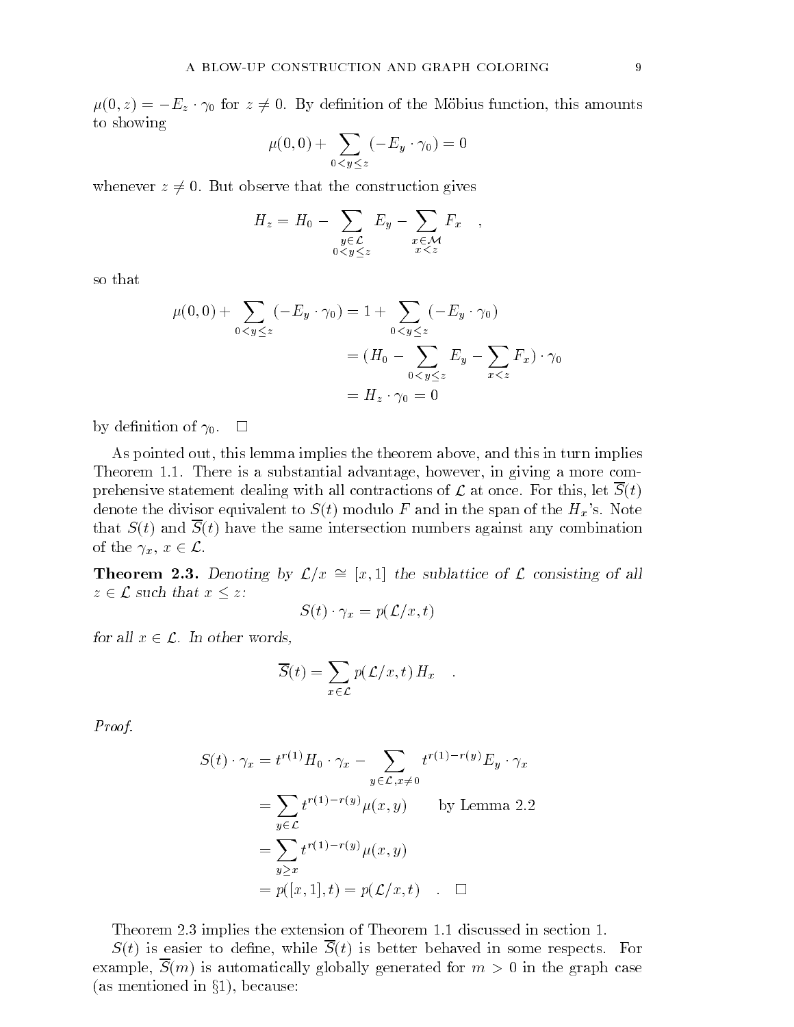$\mu(0, z) = -E_z \cdot \gamma_0$ for $z \neq 0$. By definition of the Möbius function, this amounts to showing

$$\mu(0,0) + \sum_{0<y\leq z} (-E_y \cdot \gamma_0) = 0$$

whenever $z \neq 0$. But observe that the construction gives

$$H_z = H_0 - \sum_{\substack{y\in\mathcal{L} \\ 0<y\leq z}} E_y - \sum_{\substack{x\in\mathcal{M} \\ x<z}} F_x \quad ,$$

so that

$$\begin{aligned}
\mu(0,0) + \sum_{0<y\leq z} (-E_y \cdot \gamma_0) &= 1 + \sum_{0<y\leq z} (-E_y \cdot \gamma_0) \\
&= (H_0 - \sum_{0<y\leq z} E_y - \sum_{x<z} F_x) \cdot \gamma_0 \\
&= H_z \cdot \gamma_0 = 0
\end{aligned}$$

by definition of $\gamma_0$. $\square$

As pointed out, this lemma implies the theorem above, and this in turn implies Theorem 1.1. There is a substantial advantage, however, in giving a more comprehensive statement dealing with all contractions of $\mathcal{L}$ at once. For this, let $\overline{S}(t)$ denote the divisor equivalent to $S(t)$ modulo $F$ and in the span of the $H_x$'s. Note that $S(t)$ and $\overline{S}(t)$ have the same intersection numbers against any combination of the $\gamma_x$, $x \in \mathcal{L}$.

**Theorem 2.3.** *Denoting by $\mathcal{L}/x \cong [x, 1]$ the sublattice of $\mathcal{L}$ consisting of all $z \in \mathcal{L}$ such that $x \leq z$:*

$$S(t) \cdot \gamma_x = p(\mathcal{L}/x, t)$$

*for all $x \in \mathcal{L}$. In other words,*

$$\overline{S}(t) = \sum_{x\in\mathcal{L}} p(\mathcal{L}/x, t)\, H_x \quad .$$

*Proof.*

$$\begin{aligned}
S(t) \cdot \gamma_x &= t^{r(1)} H_0 \cdot \gamma_x - \sum_{y\in\mathcal{L}, x\neq 0} t^{r(1)-r(y)} E_y \cdot \gamma_x \\
&= \sum_{y\in\mathcal{L}} t^{r(1)-r(y)} \mu(x, y) \qquad \text{by Lemma 2.2} \\
&= \sum_{y\geq x} t^{r(1)-r(y)} \mu(x, y) \\
&= p([x, 1], t) = p(\mathcal{L}/x, t) \quad . \quad \square
\end{aligned}$$

Theorem 2.3 implies the extension of Theorem 1.1 discussed in section 1.

$S(t)$ is easier to define, while $\overline{S}(t)$ is better behaved in some respects. For example, $\overline{S}(m)$ is automatically globally generated for $m > 0$ in the graph case (as mentioned in §1), because: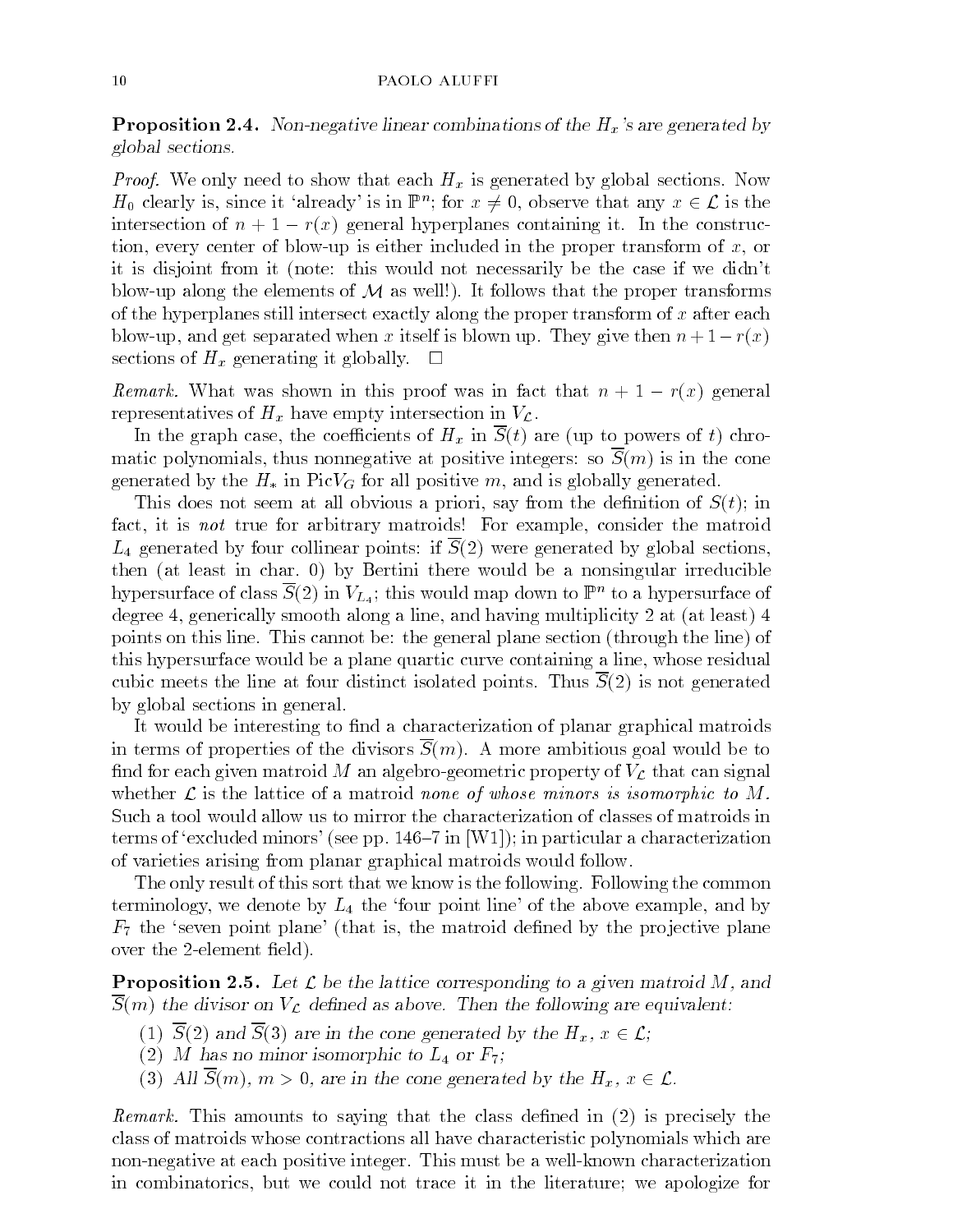**Proposition 2.4.** *Non-negative linear combinations of the $H_x$'s are generated by global sections.*

*Proof.* We only need to show that each $H_x$ is generated by global sections. Now $H_0$ clearly is, since it 'already' is in $\mathbb{P}^n$; for $x \neq 0$, observe that any $x \in \mathcal{L}$ is the intersection of $n+1-r(x)$ general hyperplanes containing it. In the construction, every center of blow-up is either included in the proper transform of $x$, or it is disjoint from it (note: this would not necessarily be the case if we didn't blow-up along the elements of $\mathcal{M}$ as well!). It follows that the proper transforms of the hyperplanes still intersect exactly along the proper transform of $x$ after each blow-up, and get separated when $x$ itself is blown up. They give then $n+1-r(x)$ sections of $H_x$ generating it globally. $\square$

*Remark.* What was shown in this proof was in fact that $n+1-r(x)$ general representatives of $H_x$ have empty intersection in $V_{\mathcal{L}}$.

In the graph case, the coefficients of $H_x$ in $\overline{S}(t)$ are (up to powers of $t$) chromatic polynomials, thus nonnegative at positive integers: so $\overline{S}(m)$ is in the cone generated by the $H_*$ in $\text{Pic}V_G$ for all positive $m$, and is globally generated.

This does not seem at all obvious a priori, say from the definition of $S(t)$; in fact, it is *not* true for arbitrary matroids! For example, consider the matroid $L_4$ generated by four collinear points: if $\overline{S}(2)$ were generated by global sections, then (at least in char. 0) by Bertini there would be a nonsingular irreducible hypersurface of class $\overline{S}(2)$ in $V_{L_4}$; this would map down to $\mathbb{P}^n$ to a hypersurface of degree 4, generically smooth along a line, and having multiplicity 2 at (at least) 4 points on this line. This cannot be: the general plane section (through the line) of this hypersurface would be a plane quartic curve containing a line, whose residual cubic meets the line at four distinct isolated points. Thus $\overline{S}(2)$ is not generated by global sections in general.

It would be interesting to find a characterization of planar graphical matroids in terms of properties of the divisors $\overline{S}(m)$. A more ambitious goal would be to find for each given matroid $M$ an algebro-geometric property of $V_{\mathcal{L}}$ that can signal whether $\mathcal{L}$ is the lattice of a matroid *none of whose minors is isomorphic to $M$.* Such a tool would allow us to mirror the characterization of classes of matroids in terms of 'excluded minors' (see pp. 146–7 in [W1]); in particular a characterization of varieties arising from planar graphical matroids would follow.

The only result of this sort that we know is the following. Following the common terminology, we denote by $L_4$ the 'four point line' of the above example, and by $F_7$ the 'seven point plane' (that is, the matroid defined by the projective plane over the 2-element field).

**Proposition 2.5.** *Let $\mathcal{L}$ be the lattice corresponding to a given matroid $M$, and $\overline{S}(m)$ the divisor on $V_{\mathcal{L}}$ defined as above. Then the following are equivalent:*

1. *$\overline{S}(2)$ and $\overline{S}(3)$ are in the cone generated by the $H_x$, $x \in \mathcal{L}$;*
2. *$M$ has no minor isomorphic to $L_4$ or $F_7$;*
3. *All $\overline{S}(m)$, $m > 0$, are in the cone generated by the $H_x$, $x \in \mathcal{L}$.*

*Remark.* This amounts to saying that the class defined in (2) is precisely the class of matroids whose contractions all have characteristic polynomials which are non-negative at each positive integer. This must be a well-known characterization in combinatorics, but we could not trace it in the literature; we apologize for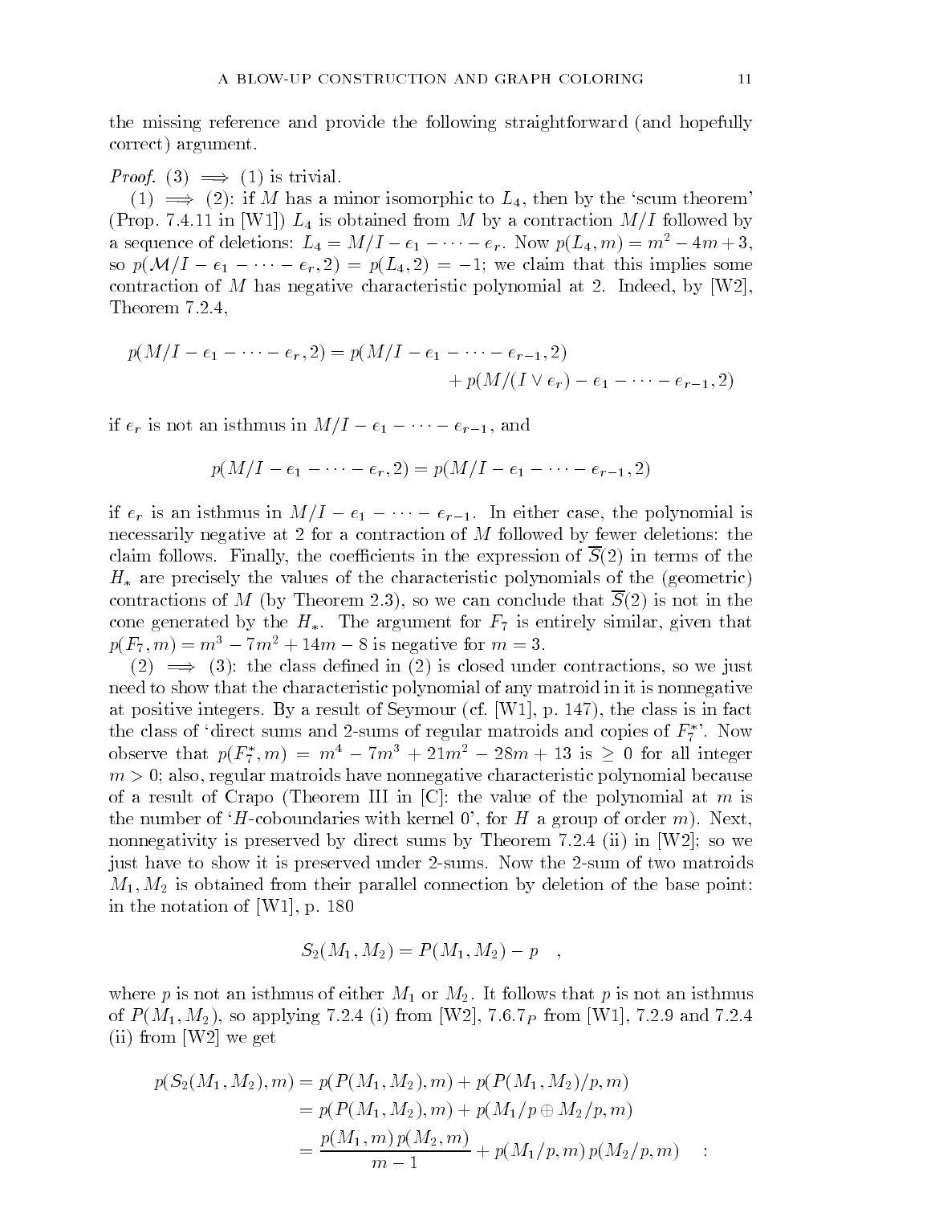the missing reference and provide the following straightforward (and hopefully correct) argument.

*Proof.* (3) $\implies$ (1) is trivial.

(1) $\implies$ (2): if $M$ has a minor isomorphic to $L_4$, then by the 'scum theorem' (Prop. 7.4.11 in [W1]) $L_4$ is obtained from $M$ by a contraction $M/I$ followed by a sequence of deletions: $L_4 = M/I - e_1 - \cdots - e_r$. Now $p(L_4, m) = m^2 - 4m + 3$, so $p(\mathcal{M}/I - e_1 - \cdots - e_r, 2) = p(L_4, 2) = -1$; we claim that this implies some contraction of $M$ has negative characteristic polynomial at 2. Indeed, by [W2], Theorem 7.2.4,

$$p(M/I - e_1 - \cdots - e_r, 2) = p(M/I - e_1 - \cdots - e_{r-1}, 2) + p(M/(I \vee e_r) - e_1 - \cdots - e_{r-1}, 2)$$

if $e_r$ is not an isthmus in $M/I - e_1 - \cdots - e_{r-1}$, and

$$p(M/I - e_1 - \cdots - e_r, 2) = p(M/I - e_1 - \cdots - e_{r-1}, 2)$$

if $e_r$ is an isthmus in $M/I - e_1 - \cdots - e_{r-1}$. In either case, the polynomial is necessarily negative at 2 for a contraction of $M$ followed by fewer deletions: the claim follows. Finally, the coefficients in the expression of $\overline{S}(2)$ in terms of the $H_*$ are precisely the values of the characteristic polynomials of the (geometric) contractions of $M$ (by Theorem 2.3), so we can conclude that $\overline{S}(2)$ is not in the cone generated by the $H_*$. The argument for $F_7$ is entirely similar, given that $p(F_7, m) = m^3 - 7m^2 + 14m - 8$ is negative for $m = 3$.

(2) $\implies$ (3): the class defined in (2) is closed under contractions, so we just need to show that the characteristic polynomial of any matroid in it is nonnegative at positive integers. By a result of Seymour (cf. [W1], p. 147), the class is in fact the class of 'direct sums and 2-sums of regular matroids and copies of $F_7^*$'. Now observe that $p(F_7^*, m) = m^4 - 7m^3 + 21m^2 - 28m + 13$ is $\geq 0$ for all integer $m > 0$; also, regular matroids have nonnegative characteristic polynomial because of a result of Crapo (Theorem III in [C]: the value of the polynomial at $m$ is the number of '$H$-coboundaries with kernel 0', for $H$ a group of order $m$). Next, nonnegativity is preserved by direct sums by Theorem 7.2.4 (ii) in [W2]; so we just have to show it is preserved under 2-sums. Now the 2-sum of two matroids $M_1, M_2$ is obtained from their parallel connection by deletion of the base point: in the notation of [W1], p. 180

$$S_2(M_1, M_2) = P(M_1, M_2) - p \quad ,$$

where $p$ is not an isthmus of either $M_1$ or $M_2$. It follows that $p$ is not an isthmus of $P(M_1, M_2)$, so applying 7.2.4 (i) from [W2], $7.6.7_P$ from [W1], 7.2.9 and 7.2.4 (ii) from [W2] we get

$$\begin{aligned}
p(S_2(M_1, M_2), m) &= p(P(M_1, M_2), m) + p(P(M_1, M_2)/p, m) \\
&= p(P(M_1, M_2), m) + p(M_1/p \oplus M_2/p, m) \\
&= \frac{p(M_1, m)\, p(M_2, m)}{m - 1} + p(M_1/p, m)\, p(M_2/p, m) \quad :
\end{aligned}$$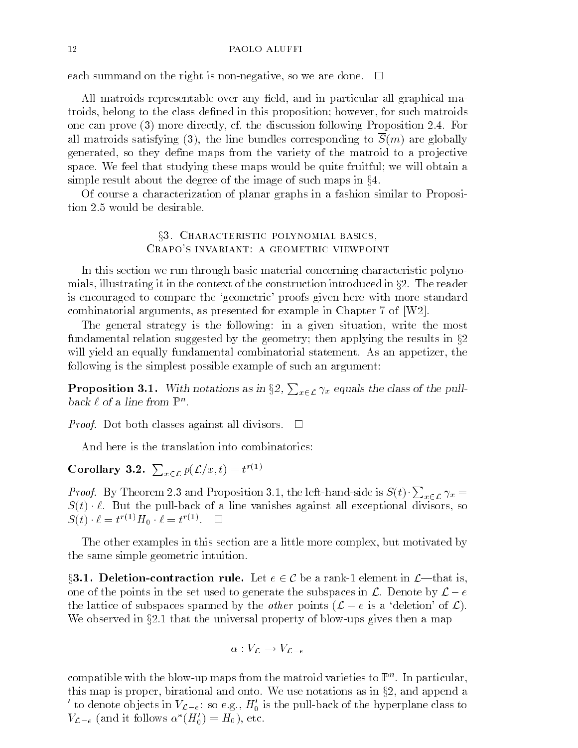each summand on the right is non-negative, so we are done. □

All matroids representable over any field, and in particular all graphical matroids, belong to the class defined in this proposition; however, for such matroids one can prove (3) more directly, cf. the discussion following Proposition 2.4. For all matroids satisfying (3), the line bundles corresponding to $\overline{S}(m)$ are globally generated, so they define maps from the variety of the matroid to a projective space. We feel that studying these maps would be quite fruitful; we will obtain a simple result about the degree of the image of such maps in §4.

Of course a characterization of planar graphs in a fashion similar to Proposition 2.5 would be desirable.

## §3. Characteristic polynomial basics, Crapo's invariant: a geometric viewpoint

In this section we run through basic material concerning characteristic polynomials, illustrating it in the context of the construction introduced in §2. The reader is encouraged to compare the 'geometric' proofs given here with more standard combinatorial arguments, as presented for example in Chapter 7 of [W2].

The general strategy is the following: in a given situation, write the most fundamental relation suggested by the geometry; then applying the results in §2 will yield an equally fundamental combinatorial statement. As an appetizer, the following is the simplest possible example of such an argument:

**Proposition 3.1.** *With notations as in §2, $\sum_{x\in\mathcal{L}}\gamma_x$ equals the class of the pull-back $\ell$ of a line from $\mathbb{P}^n$.*

*Proof.* Dot both classes against all divisors. □

And here is the translation into combinatorics:

**Corollary 3.2.** $\sum_{x\in\mathcal{L}} p(\mathcal{L}/x,t) = t^{r(1)}$

*Proof.* By Theorem 2.3 and Proposition 3.1, the left-hand-side is $S(t)\cdot\sum_{x\in\mathcal{L}}\gamma_x = S(t)\cdot\ell$. But the pull-back of a line vanishes against all exceptional divisors, so $S(t)\cdot\ell = t^{r(1)}H_0\cdot\ell = t^{r(1)}$. □

The other examples in this section are a little more complex, but motivated by the same simple geometric intuition.

**§3.1. Deletion-contraction rule.** Let $e\in\mathcal{C}$ be a rank-1 element in $\mathcal{L}$—that is, one of the points in the set used to generate the subspaces in $\mathcal{L}$. Denote by $\mathcal{L}-e$ the lattice of subspaces spanned by the *other* points ($\mathcal{L}-e$ is a 'deletion' of $\mathcal{L}$). We observed in §2.1 that the universal property of blow-ups gives then a map

$$\alpha : V_{\mathcal{L}} \to V_{\mathcal{L}-e}$$

compatible with the blow-up maps from the matroid varieties to $\mathbb{P}^n$. In particular, this map is proper, birational and onto. We use notations as in §2, and append a $'$ to denote objects in $V_{\mathcal{L}-e}$: so e.g., $H_0'$ is the pull-back of the hyperplane class to $V_{\mathcal{L}-e}$ (and it follows $\alpha^*(H_0') = H_0$), etc.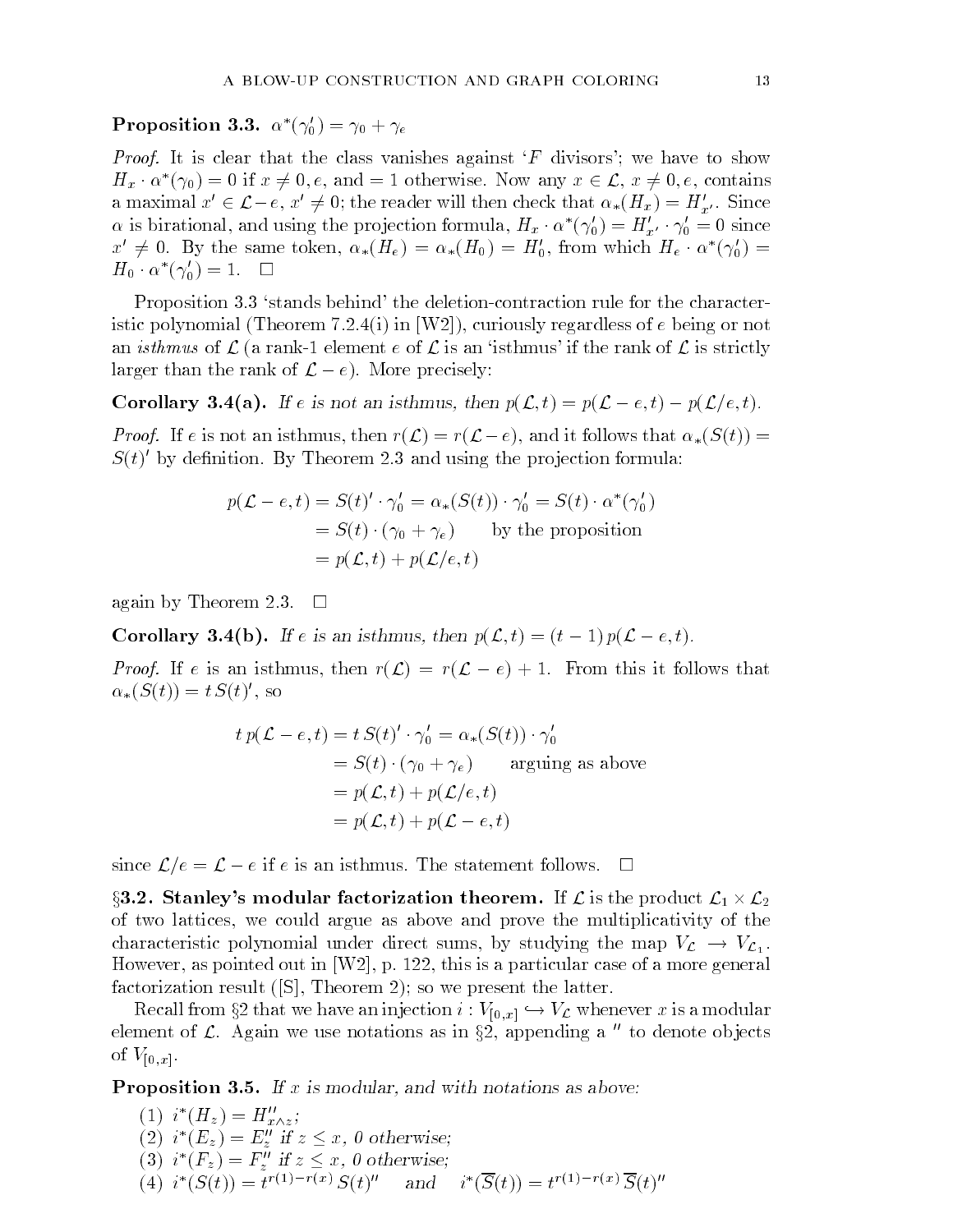**Proposition 3.3.** $\alpha^*(\gamma_0') = \gamma_0 + \gamma_e$

*Proof.* It is clear that the class vanishes against '$F$ divisors'; we have to show $H_x \cdot \alpha^*(\gamma_0) = 0$ if $x \neq 0, e$, and $= 1$ otherwise. Now any $x \in \mathcal{L}$, $x \neq 0, e$, contains a maximal $x' \in \mathcal{L} - e$, $x' \neq 0$; the reader will then check that $\alpha_*(H_x) = H'_{x'}$. Since $\alpha$ is birational, and using the projection formula, $H_x \cdot \alpha^*(\gamma_0') = H'_{x'} \cdot \gamma_0' = 0$ since $x' \neq 0$. By the same token, $\alpha_*(H_e) = \alpha_*(H_0) = H_0'$, from which $H_e \cdot \alpha^*(\gamma_0') = H_0 \cdot \alpha^*(\gamma_0') = 1$. $\square$

Proposition 3.3 'stands behind' the deletion-contraction rule for the characteristic polynomial (Theorem 7.2.4(i) in [W2]), curiously regardless of $e$ being or not an *isthmus* of $\mathcal{L}$ (a rank-1 element $e$ of $\mathcal{L}$ is an 'isthmus' if the rank of $\mathcal{L}$ is strictly larger than the rank of $\mathcal{L} - e$). More precisely:

**Corollary 3.4(a).** *If $e$ is not an isthmus, then $p(\mathcal{L}, t) = p(\mathcal{L} - e, t) - p(\mathcal{L}/e, t)$.*

*Proof.* If $e$ is not an isthmus, then $r(\mathcal{L}) = r(\mathcal{L} - e)$, and it follows that $\alpha_*(S(t)) = S(t)'$ by definition. By Theorem 2.3 and using the projection formula:

$$\begin{aligned}
p(\mathcal{L} - e, t) &= S(t)' \cdot \gamma_0' = \alpha_*(S(t)) \cdot \gamma_0' = S(t) \cdot \alpha^*(\gamma_0') \\
&= S(t) \cdot (\gamma_0 + \gamma_e) \qquad \text{by the proposition} \\
&= p(\mathcal{L}, t) + p(\mathcal{L}/e, t)
\end{aligned}$$

again by Theorem 2.3. $\square$

**Corollary 3.4(b).** *If $e$ is an isthmus, then $p(\mathcal{L}, t) = (t - 1)\, p(\mathcal{L} - e, t)$.*

*Proof.* If $e$ is an isthmus, then $r(\mathcal{L}) = r(\mathcal{L} - e) + 1$. From this it follows that $\alpha_*(S(t)) = t\, S(t)'$, so

$$\begin{aligned}
t\, p(\mathcal{L} - e, t) &= t\, S(t)' \cdot \gamma_0' = \alpha_*(S(t)) \cdot \gamma_0' \\
&= S(t) \cdot (\gamma_0 + \gamma_e) \qquad \text{arguing as above} \\
&= p(\mathcal{L}, t) + p(\mathcal{L}/e, t) \\
&= p(\mathcal{L}, t) + p(\mathcal{L} - e, t)
\end{aligned}$$

since $\mathcal{L}/e = \mathcal{L} - e$ if $e$ is an isthmus. The statement follows. $\square$

**§3.2. Stanley's modular factorization theorem.** If $\mathcal{L}$ is the product $\mathcal{L}_1 \times \mathcal{L}_2$ of two lattices, we could argue as above and prove the multiplicativity of the characteristic polynomial under direct sums, by studying the map $V_{\mathcal{L}} \to V_{\mathcal{L}_1}$. However, as pointed out in [W2], p. 122, this is a particular case of a more general factorization result ([S], Theorem 2); so we present the latter.

Recall from §2 that we have an injection $i : V_{[0,x]} \hookrightarrow V_{\mathcal{L}}$ whenever $x$ is a modular element of $\mathcal{L}$. Again we use notations as in §2, appending a $''$ to denote objects of $V_{[0,x]}$.

**Proposition 3.5.** *If $x$ is modular, and with notations as above:*

(1) $i^*(H_z) = H''_{x \wedge z}$;
(2) $i^*(E_z) = E''_z$ *if* $z \leq x$, *0 otherwise;*
(3) $i^*(F_z) = F''_z$ *if* $z \leq x$, *0 otherwise;*
(4) $i^*(S(t)) = t^{r(1) - r(x)}\, S(t)''$ *and* $i^*(\overline{S}(t)) = t^{r(1) - r(x)}\, \overline{S}(t)''$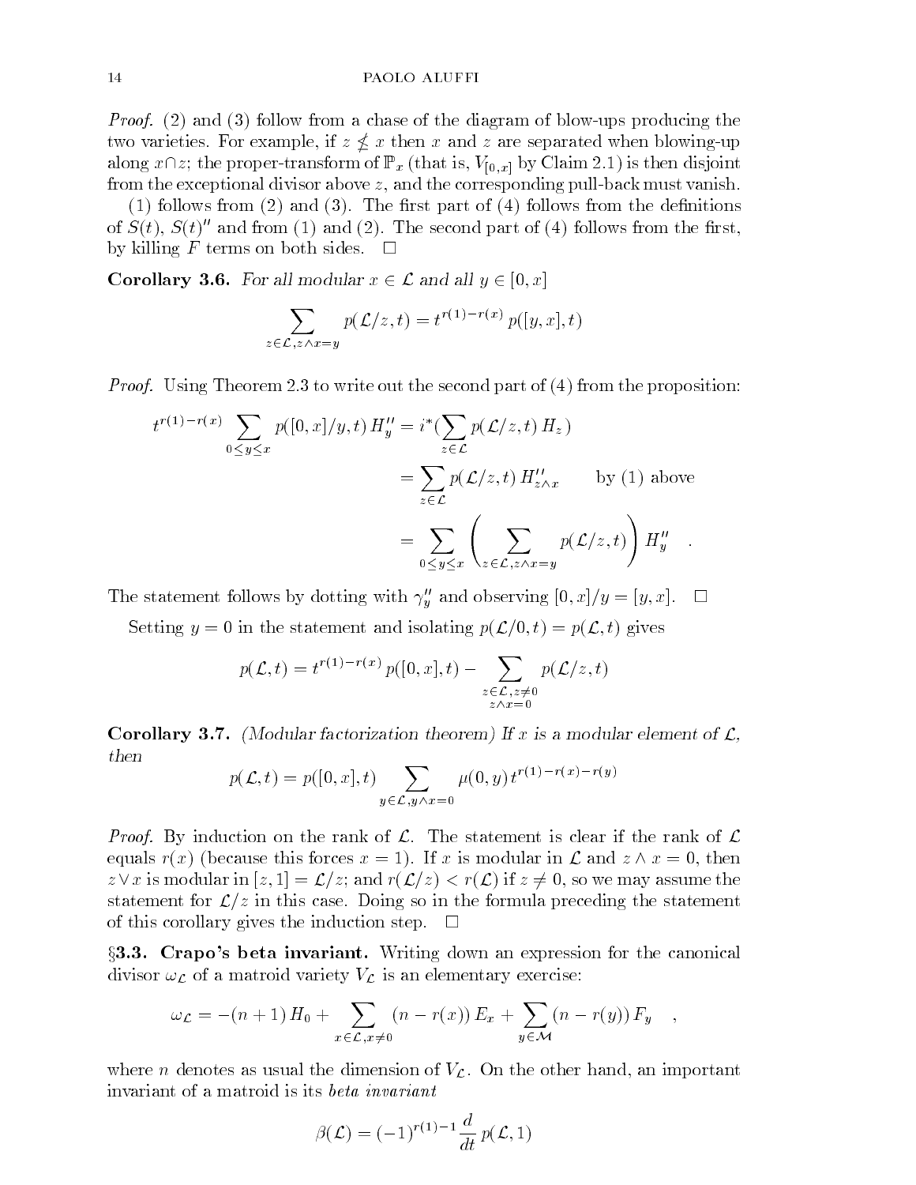*Proof.* (2) and (3) follow from a chase of the diagram of blow-ups producing the two varieties. For example, if $z \not\leq x$ then $x$ and $z$ are separated when blowing-up along $x \cap z$; the proper-transform of $\mathbb{P}_x$ (that is, $V_{[0,x]}$ by Claim 2.1) is then disjoint from the exceptional divisor above $z$, and the corresponding pull-back must vanish.

(1) follows from (2) and (3). The first part of (4) follows from the definitions of $S(t)$, $S(t)''$ and from (1) and (2). The second part of (4) follows from the first, by killing $F$ terms on both sides. $\square$

**Corollary 3.6.** *For all modular $x \in \mathcal{L}$ and all $y \in [0, x]$*

$$\sum_{z \in \mathcal{L}, z \wedge x = y} p(\mathcal{L}/z, t) = t^{r(1)-r(x)} p([y, x], t)$$

*Proof.* Using Theorem 2.3 to write out the second part of (4) from the proposition:

$$\begin{aligned} t^{r(1)-r(x)} \sum_{0 \leq y \leq x} p([0,x]/y, t)\, H''_y &= i^*\Big(\sum_{z \in \mathcal{L}} p(\mathcal{L}/z, t)\, H_z\Big) \\ &= \sum_{z \in \mathcal{L}} p(\mathcal{L}/z, t)\, H''_{z \wedge x} \qquad \text{by (1) above} \\ &= \sum_{0 \leq y \leq x} \left( \sum_{z \in \mathcal{L}, z \wedge x = y} p(\mathcal{L}/z, t) \right) H''_y \quad . \end{aligned}$$

The statement follows by dotting with $\gamma''_y$ and observing $[0, x]/y = [y, x]$. $\square$

Setting $y = 0$ in the statement and isolating $p(\mathcal{L}/0, t) = p(\mathcal{L}, t)$ gives

$$p(\mathcal{L}, t) = t^{r(1)-r(x)} p([0, x], t) - \sum_{\substack{z \in \mathcal{L}, z \neq 0 \\ z \wedge x = 0}} p(\mathcal{L}/z, t)$$

**Corollary 3.7.** *(Modular factorization theorem) If $x$ is a modular element of $\mathcal{L}$, then*

$$p(\mathcal{L}, t) = p([0, x], t) \sum_{y \in \mathcal{L}, y \wedge x = 0} \mu(0, y)\, t^{r(1)-r(x)-r(y)}$$

*Proof.* By induction on the rank of $\mathcal{L}$. The statement is clear if the rank of $\mathcal{L}$ equals $r(x)$ (because this forces $x = 1$). If $x$ is modular in $\mathcal{L}$ and $z \wedge x = 0$, then $z \vee x$ is modular in $[z, 1] = \mathcal{L}/z$; and $r(\mathcal{L}/z) < r(\mathcal{L})$ if $z \neq 0$, so we may assume the statement for $\mathcal{L}/z$ in this case. Doing so in the formula preceding the statement of this corollary gives the induction step. $\square$

**§3.3. Crapo's beta invariant.** Writing down an expression for the canonical divisor $\omega_{\mathcal{L}}$ of a matroid variety $V_{\mathcal{L}}$ is an elementary exercise:

$$\omega_{\mathcal{L}} = -(n+1)\, H_0 + \sum_{x \in \mathcal{L}, x \neq 0} (n - r(x))\, E_x + \sum_{y \in \mathcal{M}} (n - r(y))\, F_y \quad ,$$

where $n$ denotes as usual the dimension of $V_{\mathcal{L}}$. On the other hand, an important invariant of a matroid is its *beta invariant*

$$\beta(\mathcal{L}) = (-1)^{r(1)-1} \frac{d}{dt}\, p(\mathcal{L}, 1)$$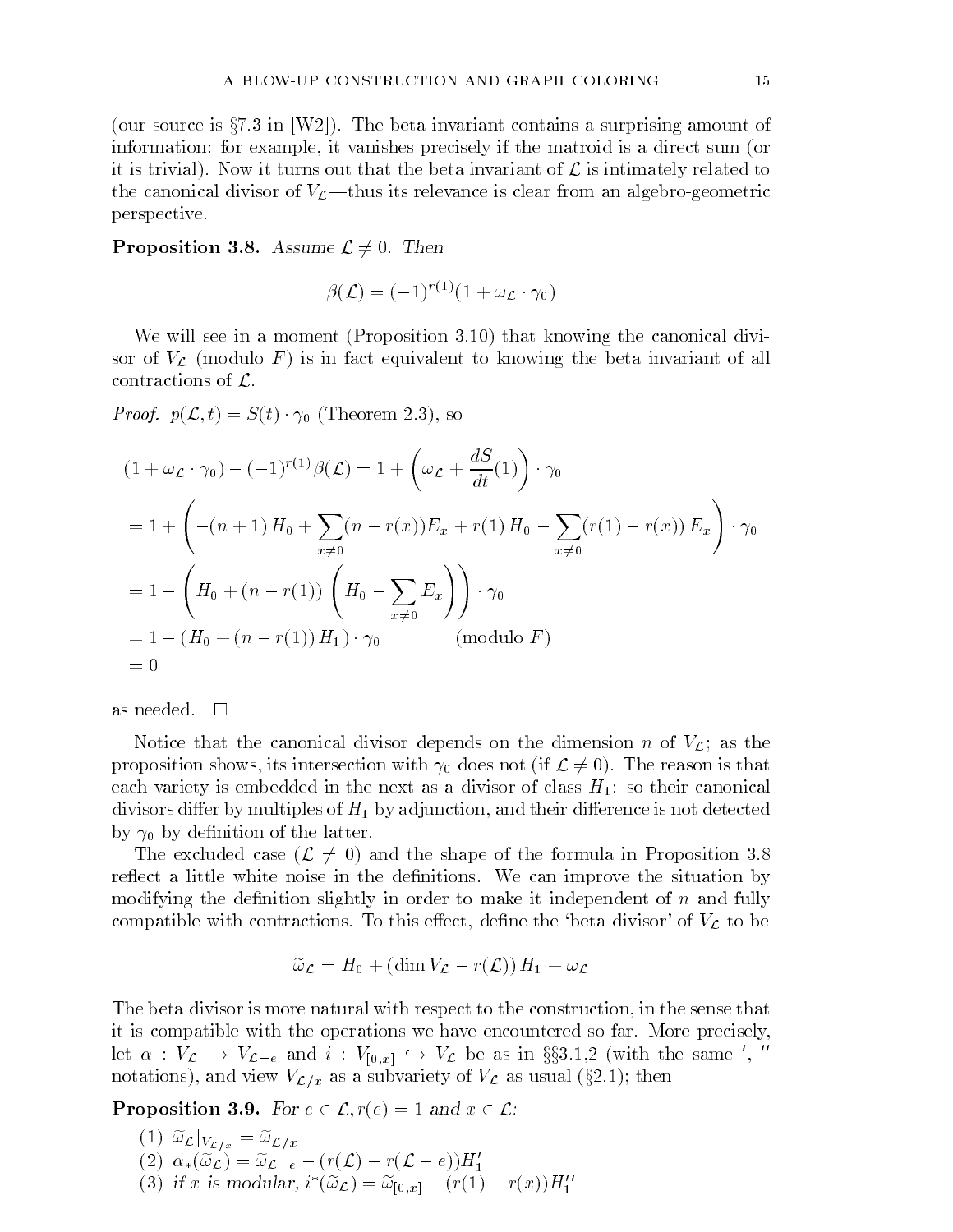(our source is §7.3 in [W2]). The beta invariant contains a surprising amount of information: for example, it vanishes precisely if the matroid is a direct sum (or it is trivial). Now it turns out that the beta invariant of $\mathcal{L}$ is intimately related to the canonical divisor of $V_{\mathcal{L}}$—thus its relevance is clear from an algebro-geometric perspective.

**Proposition 3.8.** *Assume $\mathcal{L} \neq 0$. Then*

$$\beta(\mathcal{L}) = (-1)^{r(1)}(1 + \omega_{\mathcal{L}} \cdot \gamma_0)$$

We will see in a moment (Proposition 3.10) that knowing the canonical divisor of $V_{\mathcal{L}}$ (modulo $F$) is in fact equivalent to knowing the beta invariant of all contractions of $\mathcal{L}$.

*Proof.* $p(\mathcal{L}, t) = S(t) \cdot \gamma_0$ (Theorem 2.3), so

$$\begin{aligned}
(1 + \omega_{\mathcal{L}} \cdot \gamma_0) - (-1)^{r(1)}\beta(\mathcal{L}) &= 1 + \left(\omega_{\mathcal{L}} + \frac{dS}{dt}(1)\right) \cdot \gamma_0 \\
&= 1 + \left(-(n+1)\,H_0 + \sum_{x \neq 0}(n - r(x))E_x + r(1)\,H_0 - \sum_{x \neq 0}(r(1) - r(x))\,E_x\right) \cdot \gamma_0 \\
&= 1 - \left(H_0 + (n - r(1))\left(H_0 - \sum_{x \neq 0} E_x\right)\right) \cdot \gamma_0 \\
&= 1 - (H_0 + (n - r(1))\,H_1) \cdot \gamma_0 \qquad \text{(modulo } F\text{)} \\
&= 0
\end{aligned}$$

as needed. □

Notice that the canonical divisor depends on the dimension $n$ of $V_{\mathcal{L}}$; as the proposition shows, its intersection with $\gamma_0$ does not (if $\mathcal{L} \neq 0$). The reason is that each variety is embedded in the next as a divisor of class $H_1$: so their canonical divisors differ by multiples of $H_1$ by adjunction, and their difference is not detected by $\gamma_0$ by definition of the latter.

The excluded case ($\mathcal{L} \neq 0$) and the shape of the formula in Proposition 3.8 reflect a little white noise in the definitions. We can improve the situation by modifying the definition slightly in order to make it independent of $n$ and fully compatible with contractions. To this effect, define the 'beta divisor' of $V_{\mathcal{L}}$ to be

$$\widetilde{\omega}_{\mathcal{L}} = H_0 + (\dim V_{\mathcal{L}} - r(\mathcal{L}))\,H_1 + \omega_{\mathcal{L}}$$

The beta divisor is more natural with respect to the construction, in the sense that it is compatible with the operations we have encountered so far. More precisely, let $\alpha : V_{\mathcal{L}} \to V_{\mathcal{L}-e}$ and $i : V_{[0,x]} \hookrightarrow V_{\mathcal{L}}$ be as in §§3.1,2 (with the same $'$, $''$ notations), and view $V_{\mathcal{L}/x}$ as a subvariety of $V_{\mathcal{L}}$ as usual (§2.1); then

**Proposition 3.9.** *For $e \in \mathcal{L}, r(e) = 1$ and $x \in \mathcal{L}$:*

1. $\widetilde{\omega}_{\mathcal{L}}|_{V_{\mathcal{L}/x}} = \widetilde{\omega}_{\mathcal{L}/x}$
2. $\alpha_*(\widetilde{\omega}_{\mathcal{L}}) = \widetilde{\omega}_{\mathcal{L}-e} - (r(\mathcal{L}) - r(\mathcal{L}-e))H_1'$
3. *if $x$ is modular,* $i^*(\widetilde{\omega}_{\mathcal{L}}) = \widetilde{\omega}_{[0,x]} - (r(1) - r(x))H_1''$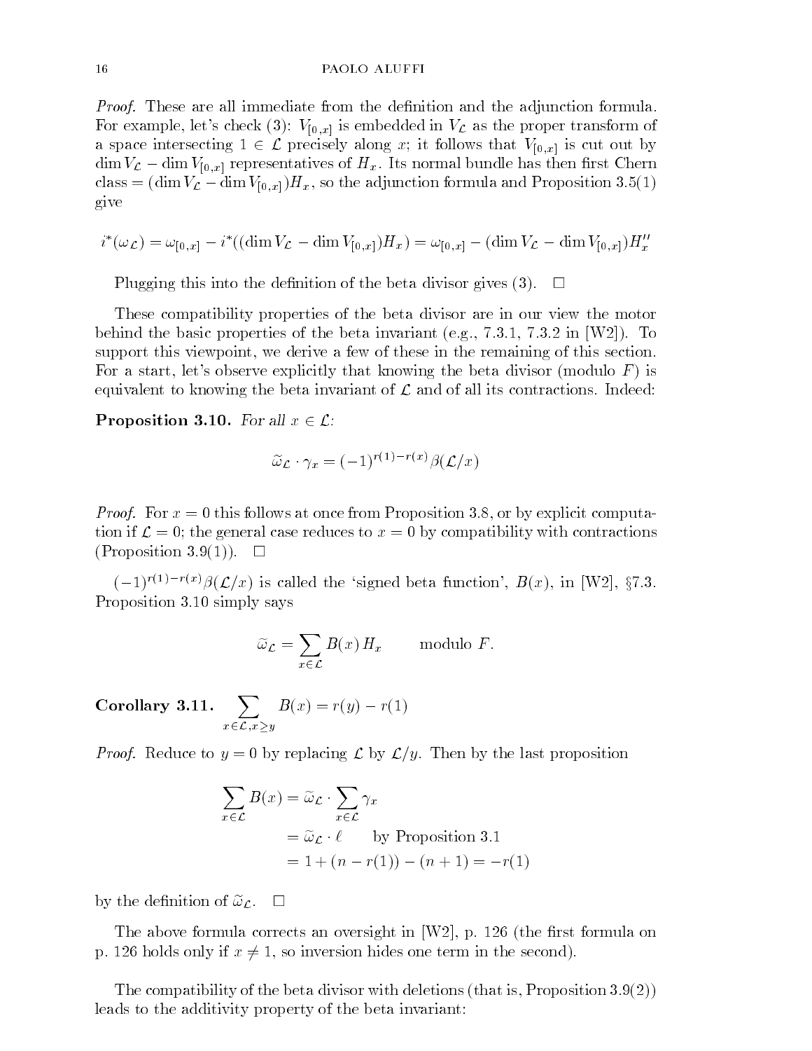*Proof.* These are all immediate from the definition and the adjunction formula. For example, let's check (3): $V_{[0,x]}$ is embedded in $V_\mathcal{L}$ as the proper transform of a space intersecting $1 \in \mathcal{L}$ precisely along $x$; it follows that $V_{[0,x]}$ is cut out by $\dim V_\mathcal{L} - \dim V_{[0,x]}$ representatives of $H_x$. Its normal bundle has then first Chern class $= (\dim V_\mathcal{L} - \dim V_{[0,x]})H_x$, so the adjunction formula and Proposition 3.5(1) give

$$i^*(\omega_\mathcal{L}) = \omega_{[0,x]} - i^*((\dim V_\mathcal{L} - \dim V_{[0,x]})H_x) = \omega_{[0,x]} - (\dim V_\mathcal{L} - \dim V_{[0,x]})H''_x$$

Plugging this into the definition of the beta divisor gives (3). $\square$

These compatibility properties of the beta divisor are in our view the motor behind the basic properties of the beta invariant (e.g., 7.3.1, 7.3.2 in [W2]). To support this viewpoint, we derive a few of these in the remaining of this section. For a start, let's observe explicitly that knowing the beta divisor (modulo $F$) is equivalent to knowing the beta invariant of $\mathcal{L}$ and of all its contractions. Indeed:

**Proposition 3.10.** *For all* $x \in \mathcal{L}$:

$$\widetilde{\omega}_\mathcal{L} \cdot \gamma_x = (-1)^{r(1)-r(x)}\beta(\mathcal{L}/x)$$

*Proof.* For $x = 0$ this follows at once from Proposition 3.8, or by explicit computation if $\mathcal{L} = 0$; the general case reduces to $x = 0$ by compatibility with contractions (Proposition 3.9(1)). $\square$

$(-1)^{r(1)-r(x)}\beta(\mathcal{L}/x)$ is called the 'signed beta function', $B(x)$, in [W2], §7.3. Proposition 3.10 simply says

$$\widetilde{\omega}_\mathcal{L} = \sum_{x\in\mathcal{L}} B(x)\, H_x \qquad \text{modulo } F.$$

**Corollary 3.11.** $\displaystyle\sum_{x\in\mathcal{L}, x\geq y} B(x) = r(y) - r(1)$

*Proof.* Reduce to $y = 0$ by replacing $\mathcal{L}$ by $\mathcal{L}/y$. Then by the last proposition

$$\begin{aligned}
\sum_{x\in\mathcal{L}} B(x) &= \widetilde{\omega}_\mathcal{L} \cdot \sum_{x\in\mathcal{L}} \gamma_x \\
&= \widetilde{\omega}_\mathcal{L} \cdot \ell \qquad \text{by Proposition 3.1} \\
&= 1 + (n - r(1)) - (n+1) = -r(1)
\end{aligned}$$

by the definition of $\widetilde{\omega}_\mathcal{L}$. $\square$

The above formula corrects an oversight in [W2], p. 126 (the first formula on p. 126 holds only if $x \neq 1$, so inversion hides one term in the second).

The compatibility of the beta divisor with deletions (that is, Proposition 3.9(2)) leads to the additivity property of the beta invariant: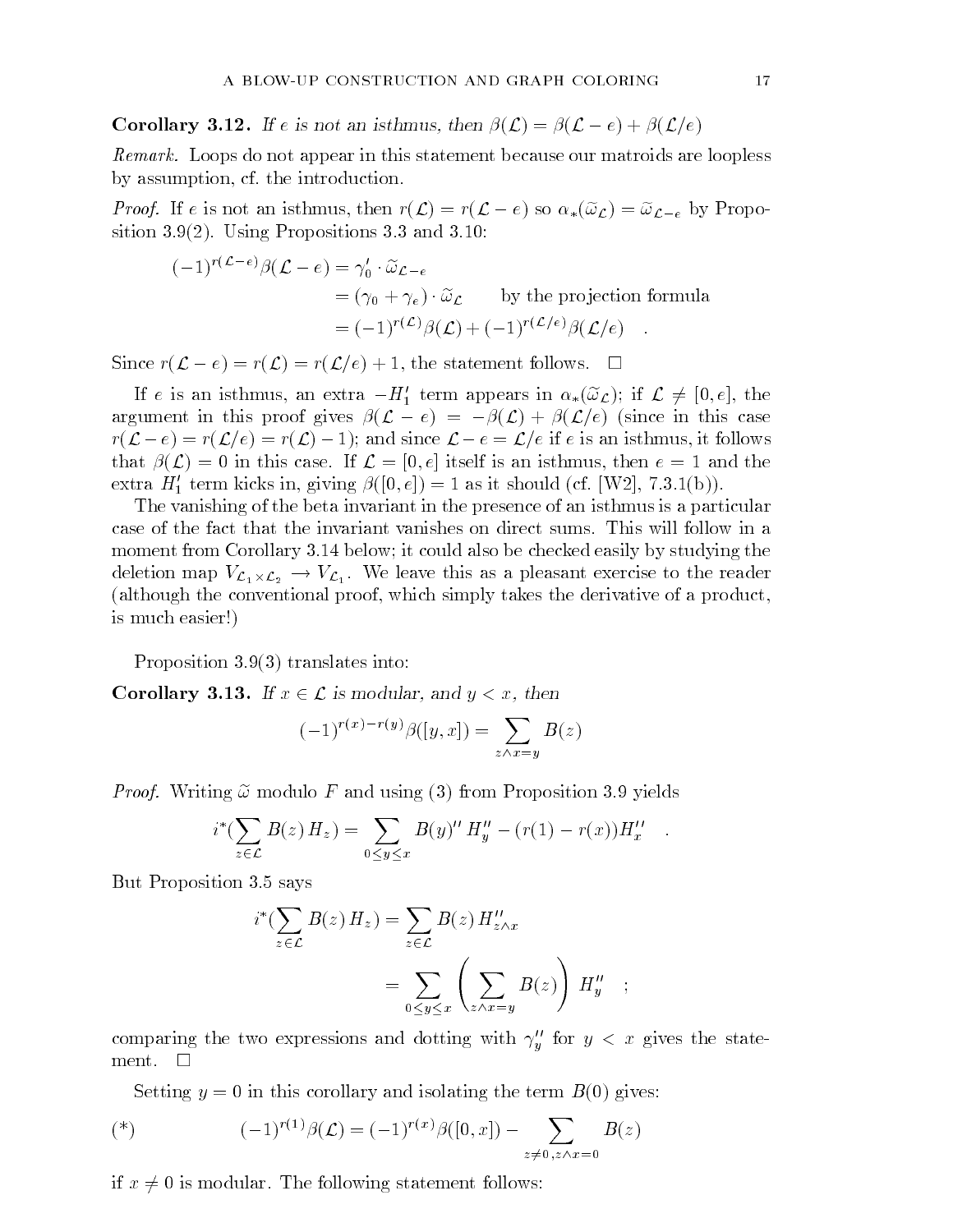**Corollary 3.12.** *If $e$ is not an isthmus, then $\beta(\mathcal{L}) = \beta(\mathcal{L} - e) + \beta(\mathcal{L}/e)$*

*Remark.* Loops do not appear in this statement because our matroids are loopless by assumption, cf. the introduction.

*Proof.* If $e$ is not an isthmus, then $r(\mathcal{L}) = r(\mathcal{L} - e)$ so $\alpha_*(\widetilde{\omega}_{\mathcal{L}}) = \widetilde{\omega}_{\mathcal{L}-e}$ by Proposition 3.9(2). Using Propositions 3.3 and 3.10:

$$
\begin{aligned}
(-1)^{r(\mathcal{L}-e)}\beta(\mathcal{L} - e) &= \gamma_0' \cdot \widetilde{\omega}_{\mathcal{L}-e} \\
&= (\gamma_0 + \gamma_e) \cdot \widetilde{\omega}_{\mathcal{L}} \qquad \text{by the projection formula} \\
&= (-1)^{r(\mathcal{L})}\beta(\mathcal{L}) + (-1)^{r(\mathcal{L}/e)}\beta(\mathcal{L}/e) \quad .
\end{aligned}
$$

Since $r(\mathcal{L} - e) = r(\mathcal{L}) = r(\mathcal{L}/e) + 1$, the statement follows. $\square$

If $e$ is an isthmus, an extra $-H_1'$ term appears in $\alpha_*(\widetilde{\omega}_{\mathcal{L}})$; if $\mathcal{L} \neq [0, e]$, the argument in this proof gives $\beta(\mathcal{L} - e) = -\beta(\mathcal{L}) + \beta(\mathcal{L}/e)$ (since in this case $r(\mathcal{L} - e) = r(\mathcal{L}/e) = r(\mathcal{L}) - 1$); and since $\mathcal{L} - e = \mathcal{L}/e$ if $e$ is an isthmus, it follows that $\beta(\mathcal{L}) = 0$ in this case. If $\mathcal{L} = [0, e]$ itself is an isthmus, then $e = 1$ and the extra $H_1'$ term kicks in, giving $\beta([0, e]) = 1$ as it should (cf. [W2], 7.3.1(b)).

The vanishing of the beta invariant in the presence of an isthmus is a particular case of the fact that the invariant vanishes on direct sums. This will follow in a moment from Corollary 3.14 below; it could also be checked easily by studying the deletion map $V_{\mathcal{L}_1 \times \mathcal{L}_2} \to V_{\mathcal{L}_1}$. We leave this as a pleasant exercise to the reader (although the conventional proof, which simply takes the derivative of a product, is much easier!)

Proposition 3.9(3) translates into:

**Corollary 3.13.** *If $x \in \mathcal{L}$ is modular, and $y < x$, then*

$$
(-1)^{r(x)-r(y)}\beta([y, x]) = \sum_{z \wedge x = y} B(z)
$$

*Proof.* Writing $\widetilde{\omega}$ modulo $F$ and using (3) from Proposition 3.9 yields

$$
i^*(\sum_{z \in \mathcal{L}} B(z)\, H_z) = \sum_{0 \le y \le x} B(y)''\, H_y'' - (r(1) - r(x))H_x'' \quad .
$$

But Proposition 3.5 says

$$
\begin{aligned}
i^*(\sum_{z \in \mathcal{L}} B(z)\, H_z) &= \sum_{z \in \mathcal{L}} B(z)\, H_{z \wedge x}'' \\
&= \sum_{0 \le y \le x} \left( \sum_{z \wedge x = y} B(z) \right) H_y'' \quad ;
\end{aligned}
$$

comparing the two expressions and dotting with $\gamma_y''$ for $y < x$ gives the statement. $\square$

Setting $y = 0$ in this corollary and isolating the term $B(0)$ gives:

$$
(*) \qquad (-1)^{r(1)}\beta(\mathcal{L}) = (-1)^{r(x)}\beta([0, x]) - \sum_{z \neq 0,\, z \wedge x = 0} B(z)
$$

if $x \neq 0$ is modular. The following statement follows: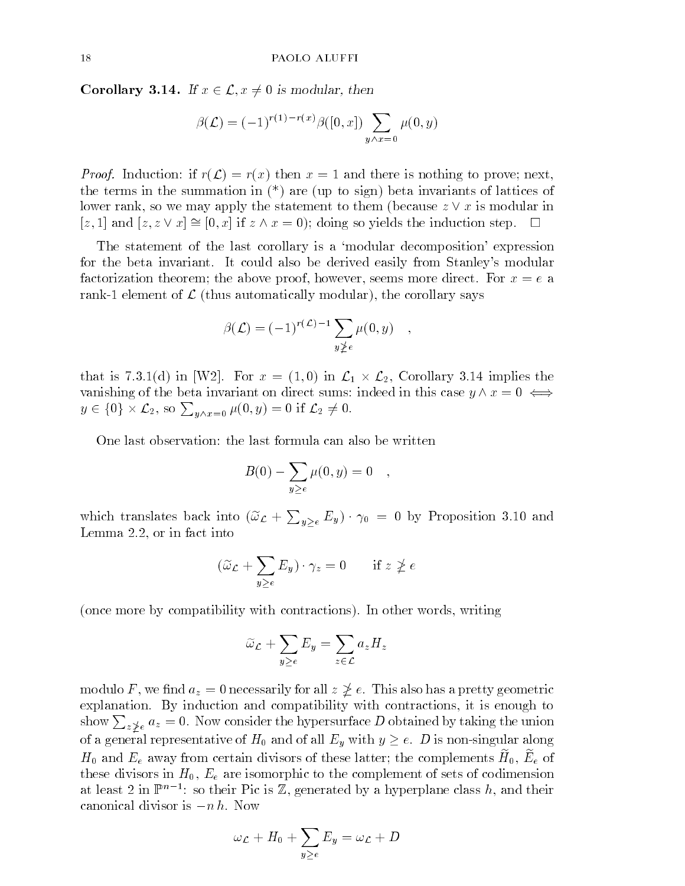**Corollary 3.14.** *If $x \in \mathcal{L}, x \neq 0$ is modular, then*

$$\beta(\mathcal{L}) = (-1)^{r(1)-r(x)} \beta([0,x]) \sum_{y \wedge x = 0} \mu(0,y)$$

*Proof.* Induction: if $r(\mathcal{L}) = r(x)$ then $x = 1$ and there is nothing to prove; next, the terms in the summation in (\*) are (up to sign) beta invariants of lattices of lower rank, so we may apply the statement to them (because $z \vee x$ is modular in $[z, 1]$ and $[z, z \vee x] \cong [0, x]$ if $z \wedge x = 0$); doing so yields the induction step. $\square$

The statement of the last corollary is a 'modular decomposition' expression for the beta invariant. It could also be derived easily from Stanley's modular factorization theorem; the above proof, however, seems more direct. For $x = e$ a rank-1 element of $\mathcal{L}$ (thus automatically modular), the corollary says

$$\beta(\mathcal{L}) = (-1)^{r(\mathcal{L})-1} \sum_{y \not\geq e} \mu(0,y) \quad ,$$

that is 7.3.1(d) in [W2]. For $x = (1, 0)$ in $\mathcal{L}_1 \times \mathcal{L}_2$, Corollary 3.14 implies the vanishing of the beta invariant on direct sums: indeed in this case $y \wedge x = 0 \iff y \in \{0\} \times \mathcal{L}_2$, so $\sum_{y \wedge x = 0} \mu(0, y) = 0$ if $\mathcal{L}_2 \neq 0$.

One last observation: the last formula can also be written

$$B(0) - \sum_{y \geq e} \mu(0,y) = 0 \quad ,$$

which translates back into $(\widetilde{\omega}_{\mathcal{L}} + \sum_{y \geq e} E_y) \cdot \gamma_0 = 0$ by Proposition 3.10 and Lemma 2.2, or in fact into

$$(\widetilde{\omega}_{\mathcal{L}} + \sum_{y \geq e} E_y) \cdot \gamma_z = 0 \qquad \text{if } z \not\geq e$$

(once more by compatibility with contractions). In other words, writing

$$\widetilde{\omega}_{\mathcal{L}} + \sum_{y \geq e} E_y = \sum_{z \in \mathcal{L}} a_z H_z$$

modulo $F$, we find $a_z = 0$ necessarily for all $z \not\geq e$. This also has a pretty geometric explanation. By induction and compatibility with contractions, it is enough to show $\sum_{z \not\geq e} a_z = 0$. Now consider the hypersurface $D$ obtained by taking the union of a general representative of $H_0$ and of all $E_y$ with $y \geq e$. $D$ is non-singular along $H_0$ and $E_e$ away from certain divisors of these latter; the complements $\widetilde{H}_0$, $\widetilde{E}_e$ of these divisors in $H_0$, $E_e$ are isomorphic to the complement of sets of codimension at least 2 in $\mathbb{P}^{n-1}$: so their Pic is $\mathbb{Z}$, generated by a hyperplane class $h$, and their canonical divisor is $-n\,h$. Now

$$\omega_{\mathcal{L}} + H_0 + \sum_{y \geq e} E_y = \omega_{\mathcal{L}} + D$$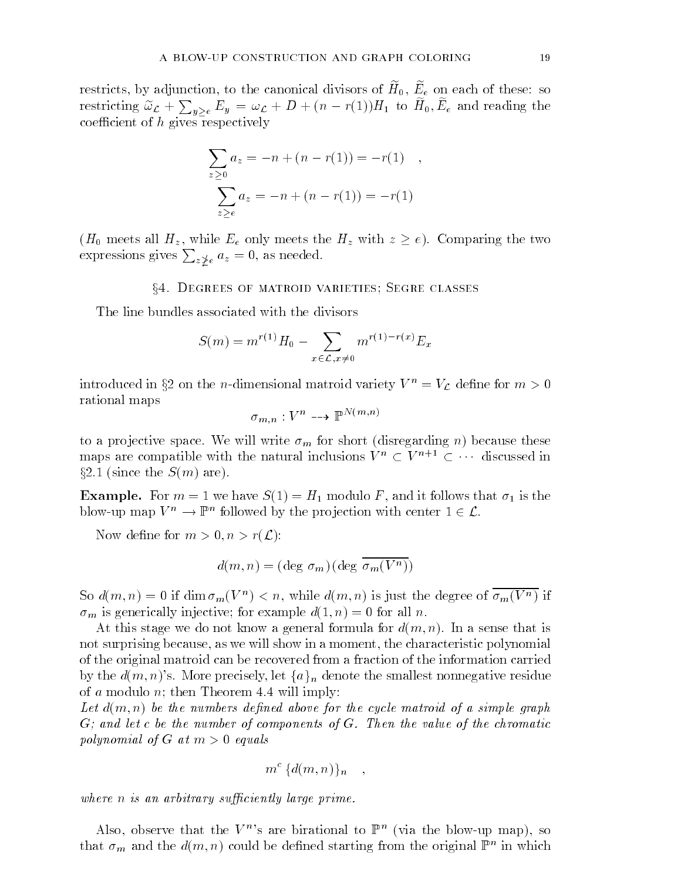restricts, by adjunction, to the canonical divisors of $\widetilde{H}_0$, $\widetilde{E}_e$ on each of these: so restricting $\widetilde{\omega}_{\mathcal{L}} + \sum_{y \geq e} E_y = \omega_{\mathcal{L}} + D + (n - r(1))H_1$ to $\widetilde{H}_0, \widetilde{E}_e$ and reading the coefficient of $h$ gives respectively

$$\sum_{z \geq 0} a_z = -n + (n - r(1)) = -r(1) \quad ,$$

$$\sum_{z \geq e} a_z = -n + (n - r(1)) = -r(1)$$

($H_0$ meets all $H_z$, while $E_e$ only meets the $H_z$ with $z \geq e$). Comparing the two expressions gives $\sum_{z \not\geq e} a_z = 0$, as needed.

## §4. Degrees of matroid varieties; Segre classes

The line bundles associated with the divisors

$$S(m) = m^{r(1)} H_0 - \sum_{x \in \mathcal{L}, x \neq 0} m^{r(1) - r(x)} E_x$$

introduced in §2 on the $n$-dimensional matroid variety $V^n = V_{\mathcal{L}}$ define for $m > 0$ rational maps

$$\sigma_{m,n} : V^n \dashrightarrow \mathbb{P}^{N(m,n)}$$

to a projective space. We will write $\sigma_m$ for short (disregarding $n$) because these maps are compatible with the natural inclusions $V^n \subset V^{n+1} \subset \cdots$ discussed in §2.1 (since the $S(m)$ are).

**Example.** For $m = 1$ we have $S(1) = H_1$ modulo $F$, and it follows that $\sigma_1$ is the blow-up map $V^n \to \mathbb{P}^n$ followed by the projection with center $1 \in \mathcal{L}$.

Now define for $m > 0, n > r(\mathcal{L})$:

$$d(m, n) = (\deg \sigma_m)(\deg \overline{\sigma_m(V^n)})$$

So $d(m, n) = 0$ if $\dim \sigma_m(V^n) < n$, while $d(m, n)$ is just the degree of $\overline{\sigma_m(V^n)}$ if $\sigma_m$ is generically injective; for example $d(1, n) = 0$ for all $n$.

At this stage we do not know a general formula for $d(m, n)$. In a sense that is not surprising because, as we will show in a moment, the characteristic polynomial of the original matroid can be recovered from a fraction of the information carried by the $d(m, n)$'s. More precisely, let $\{a\}_n$ denote the smallest nonnegative residue of $a$ modulo $n$; then Theorem 4.4 will imply:

*Let $d(m, n)$ be the numbers defined above for the cycle matroid of a simple graph $G$; and let $c$ be the number of components of $G$. Then the value of the chromatic polynomial of $G$ at $m > 0$ equals*

$$m^c \, \{d(m, n)\}_n \quad ,$$

*where $n$ is an arbitrary sufficiently large prime.*

Also, observe that the $V^n$'s are birational to $\mathbb{P}^n$ (via the blow-up map), so that $\sigma_m$ and the $d(m, n)$ could be defined starting from the original $\mathbb{P}^n$ in which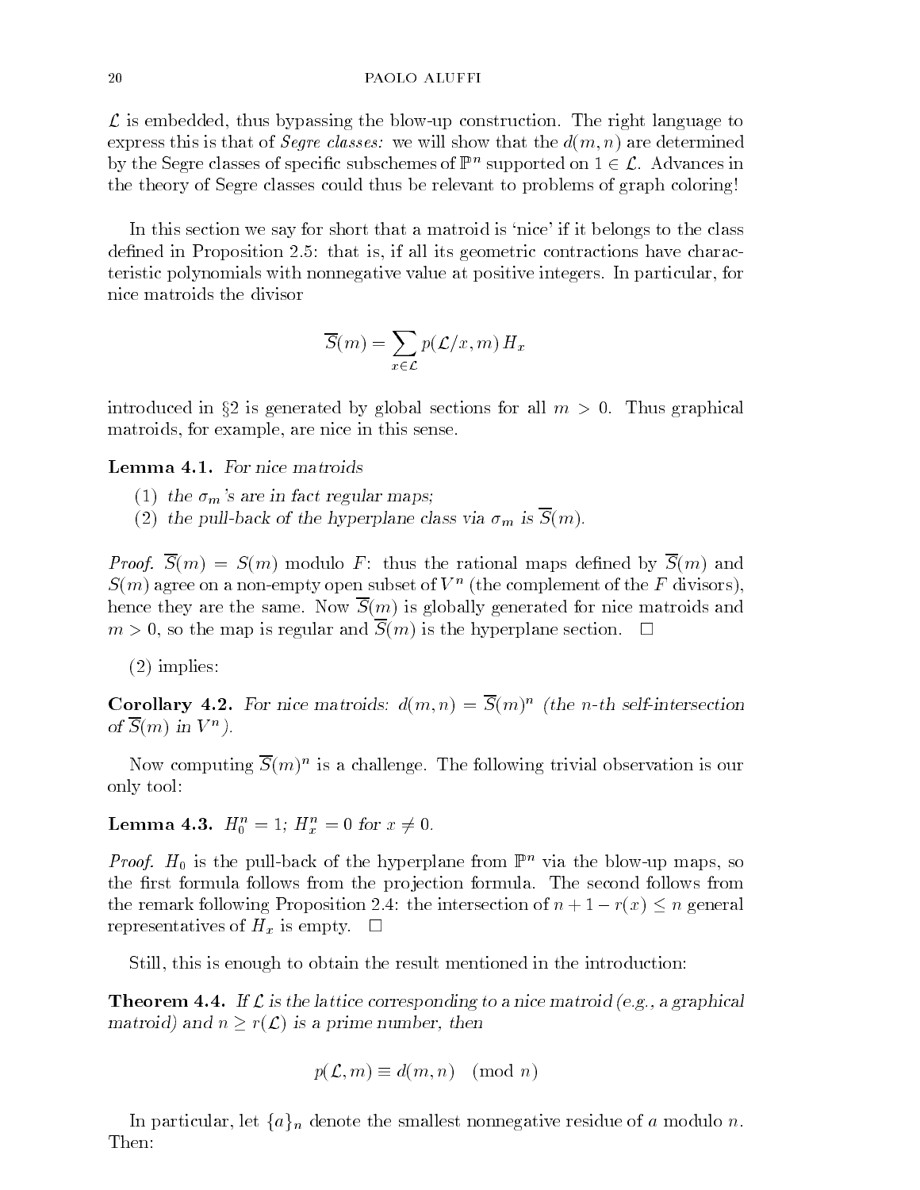$\mathcal{L}$ is embedded, thus bypassing the blow-up construction. The right language to express this is that of *Segre classes:* we will show that the $d(m,n)$ are determined by the Segre classes of specific subschemes of $\mathbb{P}^n$ supported on $1 \in \mathcal{L}$. Advances in the theory of Segre classes could thus be relevant to problems of graph coloring!

In this section we say for short that a matroid is 'nice' if it belongs to the class defined in Proposition 2.5: that is, if all its geometric contractions have characteristic polynomials with nonnegative value at positive integers. In particular, for nice matroids the divisor

$$\overline{S}(m) = \sum_{x \in \mathcal{L}} p(\mathcal{L}/x, m)\, H_x$$

introduced in §2 is generated by global sections for all $m > 0$. Thus graphical matroids, for example, are nice in this sense.

**Lemma 4.1.** *For nice matroids*

1. *the $\sigma_m$'s are in fact regular maps;*
2. *the pull-back of the hyperplane class via $\sigma_m$ is $\overline{S}(m)$.*

*Proof.* $\overline{S}(m) = S(m)$ modulo $F$: thus the rational maps defined by $\overline{S}(m)$ and $S(m)$ agree on a non-empty open subset of $V^n$ (the complement of the $F$ divisors), hence they are the same. Now $\overline{S}(m)$ is globally generated for nice matroids and $m > 0$, so the map is regular and $\overline{S}(m)$ is the hyperplane section. □

(2) implies:

**Corollary 4.2.** *For nice matroids: $d(m,n) = \overline{S}(m)^n$ (the $n$-th self-intersection of $\overline{S}(m)$ in $V^n$).*

Now computing $\overline{S}(m)^n$ is a challenge. The following trivial observation is our only tool:

**Lemma 4.3.** *$H_0^n = 1$; $H_x^n = 0$ for $x \neq 0$.*

*Proof.* $H_0$ is the pull-back of the hyperplane from $\mathbb{P}^n$ via the blow-up maps, so the first formula follows from the projection formula. The second follows from the remark following Proposition 2.4: the intersection of $n + 1 - r(x) \leq n$ general representatives of $H_x$ is empty. □

Still, this is enough to obtain the result mentioned in the introduction:

**Theorem 4.4.** *If $\mathcal{L}$ is the lattice corresponding to a nice matroid (e.g., a graphical matroid) and $n \geq r(\mathcal{L})$ is a prime number, then*

$$p(\mathcal{L}, m) \equiv d(m,n) \pmod{n}$$

In particular, let $\{a\}_n$ denote the smallest nonnegative residue of $a$ modulo $n$. Then: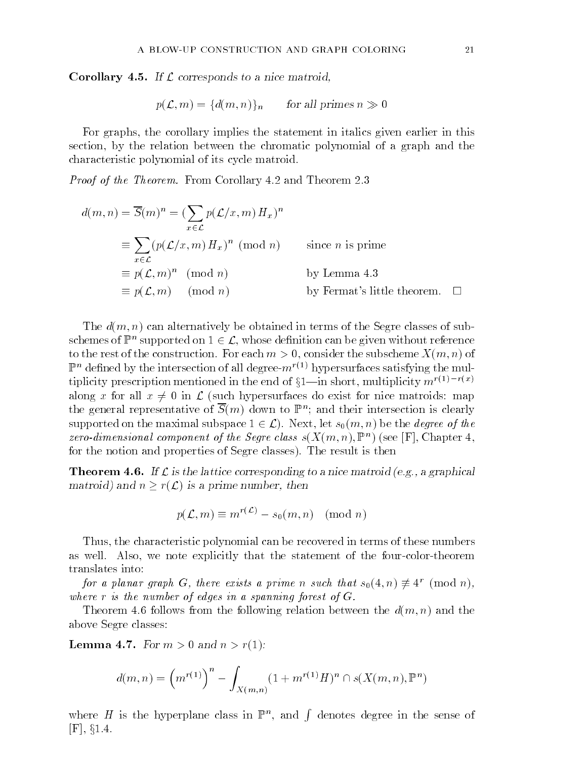**Corollary 4.5.** *If $\mathcal{L}$ corresponds to a nice matroid,*

$$p(\mathcal{L}, m) = \{d(m,n)\}_n \qquad \text{for all primes } n \gg 0$$

For graphs, the corollary implies the statement in italics given earlier in this section, by the relation between the chromatic polynomial of a graph and the characteristic polynomial of its cycle matroid.

*Proof of the Theorem.* From Corollary 4.2 and Theorem 2.3

$$\begin{aligned}
d(m,n) = \overline{S}(m)^n &= \Big(\sum_{x \in \mathcal{L}} p(\mathcal{L}/x, m)\, H_x\Big)^n \\
&\equiv \sum_{x \in \mathcal{L}} (p(\mathcal{L}/x, m)\, H_x)^n \pmod n \qquad &&\text{since } n \text{ is prime} \\
&\equiv p(\mathcal{L}, m)^n \pmod n &&\text{by Lemma 4.3} \\
&\equiv p(\mathcal{L}, m) \pmod n &&\text{by Fermat's little theorem.} \quad \square
\end{aligned}$$

The $d(m,n)$ can alternatively be obtained in terms of the Segre classes of subschemes of $\mathbb{P}^n$ supported on $1 \in \mathcal{L}$, whose definition can be given without reference to the rest of the construction. For each $m > 0$, consider the subscheme $X(m,n)$ of $\mathbb{P}^n$ defined by the intersection of all degree-$m^{r(1)}$ hypersurfaces satisfying the multiplicity prescription mentioned in the end of §1—in short, multiplicity $m^{r(1)-r(x)}$ along $x$ for all $x \neq 0$ in $\mathcal{L}$ (such hypersurfaces do exist for nice matroids: map the general representative of $\overline{S}(m)$ down to $\mathbb{P}^n$; and their intersection is clearly supported on the maximal subspace $1 \in \mathcal{L}$). Next, let $s_0(m,n)$ be the *degree of the zero-dimensional component of the Segre class* $s(X(m,n), \mathbb{P}^n)$ (see [F], Chapter 4, for the notion and properties of Segre classes). The result is then

**Theorem 4.6.** *If $\mathcal{L}$ is the lattice corresponding to a nice matroid (e.g., a graphical matroid) and $n \geq r(\mathcal{L})$ is a prime number, then*

$$p(\mathcal{L}, m) \equiv m^{r(\mathcal{L})} - s_0(m,n) \pmod n$$

Thus, the characteristic polynomial can be recovered in terms of these numbers as well. Also, we note explicitly that the statement of the four-color-theorem translates into:

*for a planar graph $G$, there exists a prime $n$ such that $s_0(4,n) \not\equiv 4^r \pmod n$, where $r$ is the number of edges in a spanning forest of $G$.*

Theorem 4.6 follows from the following relation between the $d(m,n)$ and the above Segre classes:

**Lemma 4.7.** *For $m > 0$ and $n > r(1)$:*

$$d(m,n) = \left(m^{r(1)}\right)^n - \int_{X(m,n)} (1 + m^{r(1)} H)^n \cap s(X(m,n), \mathbb{P}^n)$$

where $H$ is the hyperplane class in $\mathbb{P}^n$, and $\int$ denotes degree in the sense of [F], §1.4.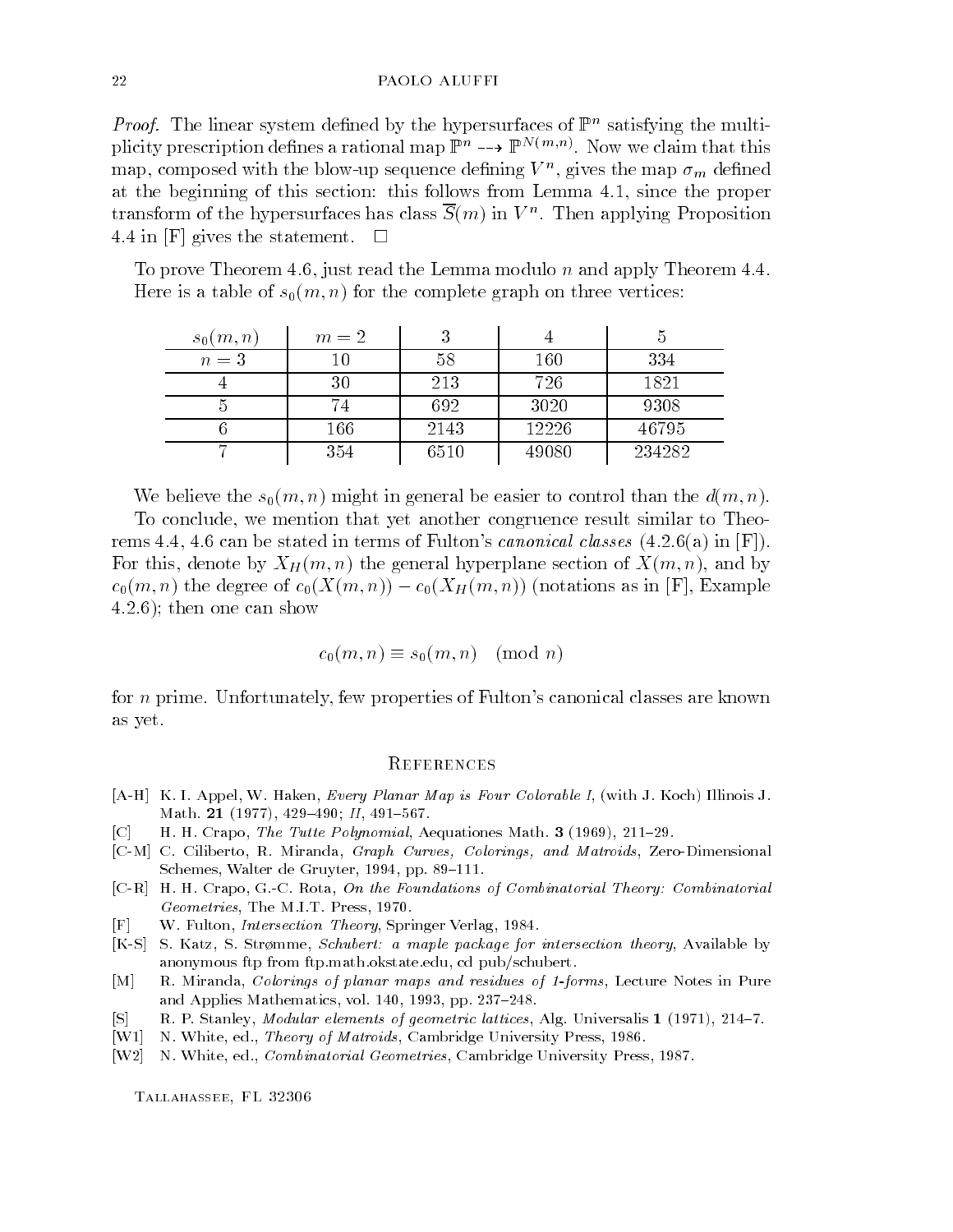*Proof.* The linear system defined by the hypersurfaces of $\mathbb{P}^n$ satisfying the multiplicity prescription defines a rational map $\mathbb{P}^n \dashrightarrow \mathbb{P}^{N(m,n)}$. Now we claim that this map, composed with the blow-up sequence defining $V^n$, gives the map $\sigma_m$ defined at the beginning of this section: this follows from Lemma 4.1, since the proper transform of the hypersurfaces has class $\overline{S}(m)$ in $V^n$. Then applying Proposition 4.4 in [F] gives the statement. $\square$

To prove Theorem 4.6, just read the Lemma modulo $n$ and apply Theorem 4.4. Here is a table of $s_0(m,n)$ for the complete graph on three vertices:

| $s_0(m,n)$ | $m=2$ | 3 | 4 | 5 |
|---|---|---|---|---|
| $n=3$ | 10 | 58 | 160 | 334 |
| 4 | 30 | 213 | 726 | 1821 |
| 5 | 74 | 692 | 3020 | 9308 |
| 6 | 166 | 2143 | 12226 | 46795 |
| 7 | 354 | 6510 | 49080 | 234282 |

We believe the $s_0(m,n)$ might in general be easier to control than the $d(m,n)$.

To conclude, we mention that yet another congruence result similar to Theorems 4.4, 4.6 can be stated in terms of Fulton's *canonical classes* (4.2.6(a) in [F]). For this, denote by $X_H(m,n)$ the general hyperplane section of $X(m,n)$, and by $c_0(m,n)$ the degree of $c_0(X(m,n)) - c_0(X_H(m,n))$ (notations as in [F], Example 4.2.6); then one can show

$$c_0(m,n) \equiv s_0(m,n) \pmod{n}$$

for $n$ prime. Unfortunately, few properties of Fulton's canonical classes are known as yet.

## References

[A-H] K. I. Appel, W. Haken, *Every Planar Map is Four Colorable I*, (with J. Koch) Illinois J. Math. **21** (1977), 429–490; *II*, 491–567.

[C] H. H. Crapo, *The Tutte Polynomial*, Aequationes Math. **3** (1969), 211–29.

[C-M] C. Ciliberto, R. Miranda, *Graph Curves, Colorings, and Matroids*, Zero-Dimensional Schemes, Walter de Gruyter, 1994, pp. 89–111.

[C-R] H. H. Crapo, G.-C. Rota, *On the Foundations of Combinatorial Theory: Combinatorial Geometries*, The M.I.T. Press, 1970.

[F] W. Fulton, *Intersection Theory*, Springer Verlag, 1984.

[K-S] S. Katz, S. Strømme, *Schubert: a maple package for intersection theory*, Available by anonymous ftp from ftp.math.okstate.edu, cd pub/schubert.

[M] R. Miranda, *Colorings of planar maps and residues of 1-forms*, Lecture Notes in Pure and Applies Mathematics, vol. 140, 1993, pp. 237–248.

[S] R. P. Stanley, *Modular elements of geometric lattices*, Alg. Universalis **1** (1971), 214–7.

[W1] N. White, ed., *Theory of Matroids*, Cambridge University Press, 1986.

[W2] N. White, ed., *Combinatorial Geometries*, Cambridge University Press, 1987.

Tallahassee, FL 32306